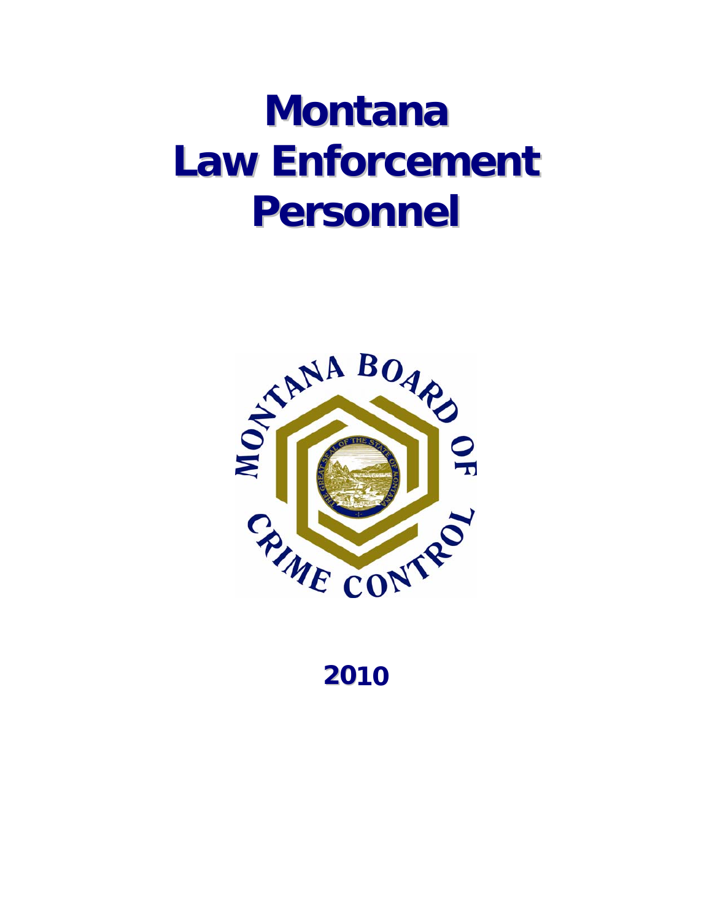# Montana Law Enforcement Personnel

2010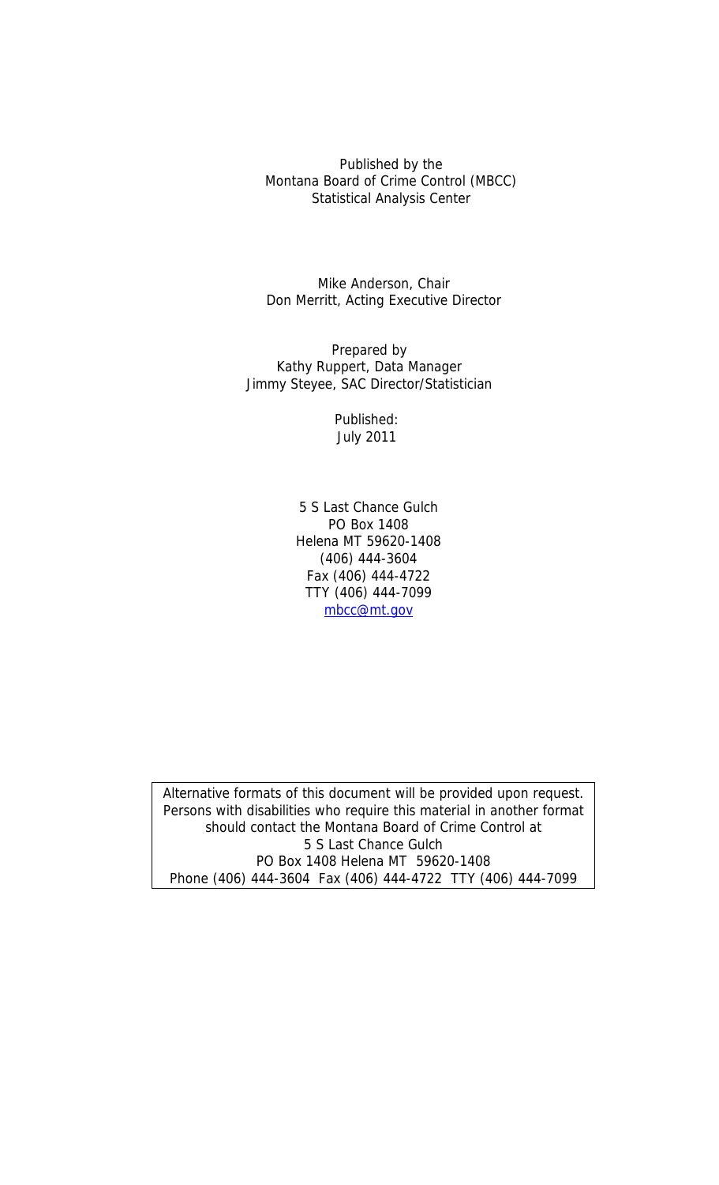Published by the
Montana Board of Crime Control (MBCC)
Statistical Analysis Center

Mike Anderson, Chair
Don Merritt, Acting Executive Director

Prepared by
Kathy Ruppert, Data Manager
Jimmy Steyee, SAC Director/Statistician

Published:
July 2011

5 S Last Chance Gulch
PO Box 1408
Helena MT 59620-1408
(406) 444-3604
Fax (406) 444-4722
TTY (406) 444-7099
mbcc@mt.gov

Alternative formats of this document will be provided upon request. Persons with disabilities who require this material in another format should contact the Montana Board of Crime Control at
5 S Last Chance Gulch
PO Box 1408 Helena MT 59620-1408
Phone (406) 444-3604 Fax (406) 444-4722 TTY (406) 444-7099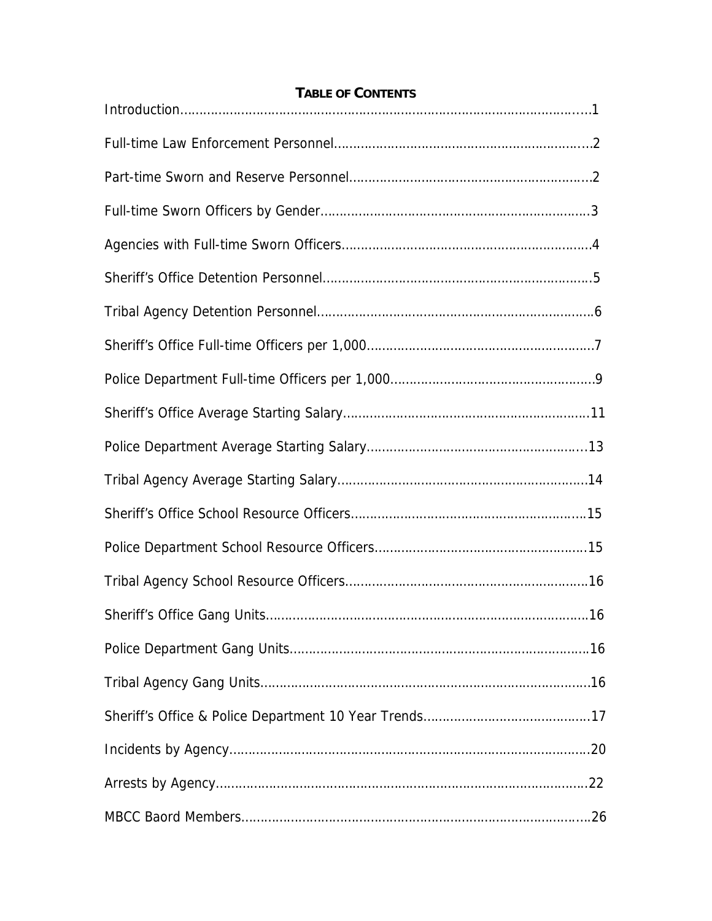## TABLE OF CONTENTS

Introduction.......................................................................................................1

Full-time Law Enforcement Personnel.........................................................2

Part-time Sworn and Reserve Personnel.......................................................2

Full-time Sworn Officers by Gender...............................................................3

Agencies with Full-time Sworn Officers..........................................................4

Sheriff's Office Detention Personnel................................................................5

Tribal Agency Detention Personnel..................................................................6

Sheriff's Office Full-time Officers per 1,000......................................................7

Police Department Full-time Officers per 1,000................................................9

Sheriff's Office Average Starting Salary............................................................11

Police Department Average Starting Salary......................................................13

Tribal Agency Average Starting Salary.............................................................14

Sheriff's Office School Resource Officers..........................................................15

Police Department School Resource Officers....................................................15

Tribal Agency School Resource Officers...........................................................16

Sheriff's Office Gang Units...............................................................................16

Police Department Gang Units..........................................................................16

Tribal Agency Gang Units.................................................................................16

Sheriff's Office & Police Department 10 Year Trends........................................17

Incidents by Agency..........................................................................................20

Arrests by Agency.............................................................................................22

MBCC Baord Members......................................................................................26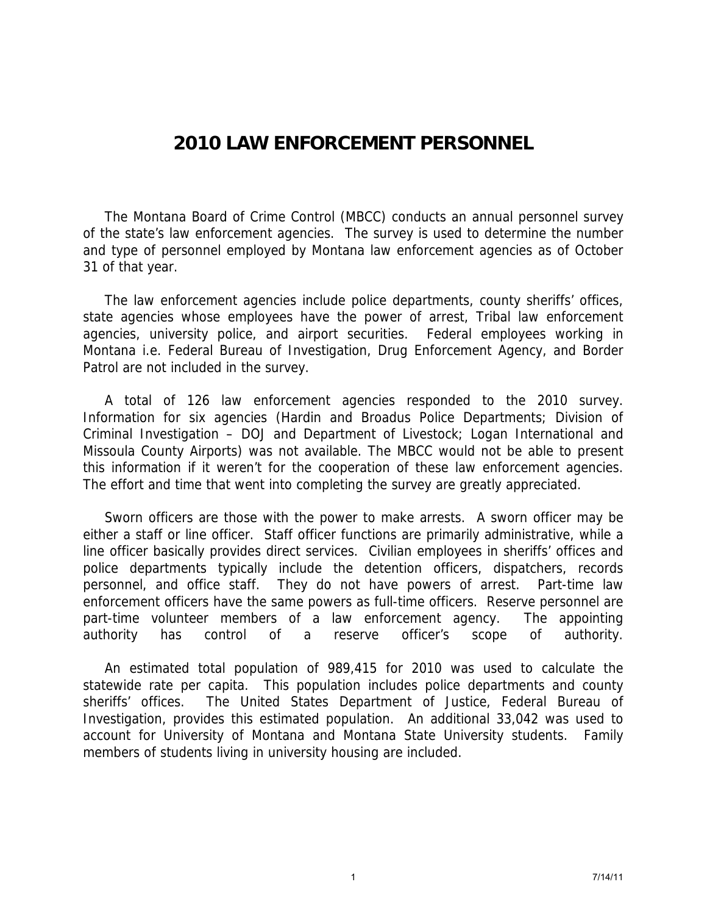# 2010 LAW ENFORCEMENT PERSONNEL

The Montana Board of Crime Control (MBCC) conducts an annual personnel survey of the state's law enforcement agencies. The survey is used to determine the number and type of personnel employed by Montana law enforcement agencies as of October 31 of that year.

The law enforcement agencies include police departments, county sheriffs' offices, state agencies whose employees have the power of arrest, Tribal law enforcement agencies, university police, and airport securities. Federal employees working in Montana i.e. Federal Bureau of Investigation, Drug Enforcement Agency, and Border Patrol are not included in the survey.

A total of 126 law enforcement agencies responded to the 2010 survey. Information for six agencies (Hardin and Broadus Police Departments; Division of Criminal Investigation – DOJ and Department of Livestock; Logan International and Missoula County Airports) was not available. The MBCC would not be able to present this information if it weren't for the cooperation of these law enforcement agencies. The effort and time that went into completing the survey are greatly appreciated.

Sworn officers are those with the power to make arrests. A sworn officer may be either a staff or line officer. Staff officer functions are primarily administrative, while a line officer basically provides direct services. Civilian employees in sheriffs' offices and police departments typically include the detention officers, dispatchers, records personnel, and office staff. They do not have powers of arrest. Part-time law enforcement officers have the same powers as full-time officers. Reserve personnel are part-time volunteer members of a law enforcement agency. The appointing authority has control of a reserve officer's scope of authority.

An estimated total population of 989,415 for 2010 was used to calculate the statewide rate per capita. This population includes police departments and county sheriffs' offices. The United States Department of Justice, Federal Bureau of Investigation, provides this estimated population. An additional 33,042 was used to account for University of Montana and Montana State University students. Family members of students living in university housing are included.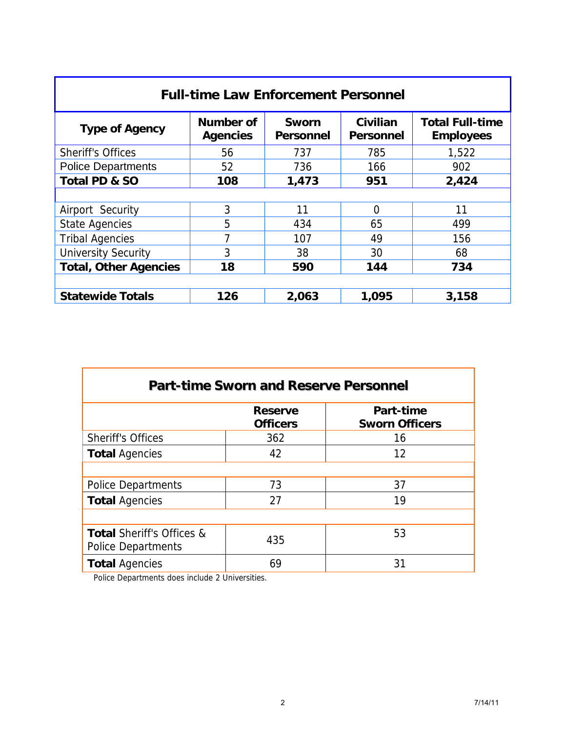## Full-time Law Enforcement Personnel

| Type of Agency | Number of Agencies | Sworn Personnel | Civilian Personnel | Total Full-time Employees |
|---|---|---|---|---|
| Sheriff's Offices | 56 | 737 | 785 | 1,522 |
| Police Departments | 52 | 736 | 166 | 902 |
| **Total PD & SO** | **108** | **1,473** | **951** | **2,424** |
| | | | | |
| Airport Security | 3 | 11 | 0 | 11 |
| State Agencies | 5 | 434 | 65 | 499 |
| Tribal Agencies | 7 | 107 | 49 | 156 |
| University Security | 3 | 38 | 30 | 68 |
| **Total, Other Agencies** | **18** | **590** | **144** | **734** |
| | | | | |
| **Statewide Totals** | **126** | **2,063** | **1,095** | **3,158** |

## Part-time Sworn and Reserve Personnel

| | Reserve Officers | Part-time Sworn Officers |
|---|---|---|
| Sheriff's Offices | 362 | 16 |
| **Total** Agencies | 42 | 12 |
| | | |
| Police Departments | 73 | 37 |
| **Total** Agencies | 27 | 19 |
| | | |
| **Total** Sheriff's Offices & Police Departments | 435 | 53 |
| **Total** Agencies | 69 | 31 |

Police Departments does include 2 Universities.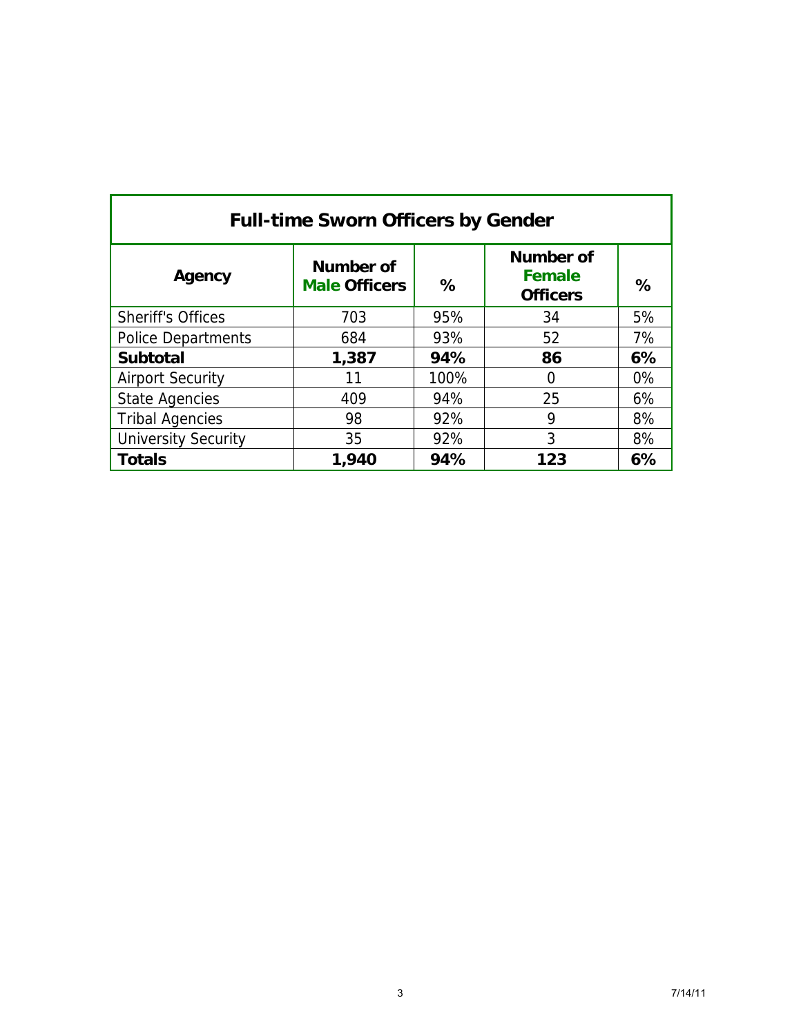## Full-time Sworn Officers by Gender

| Agency | Number of Male Officers | % | Number of Female Officers | % |
|---|---|---|---|---|
| Sheriff's Offices | 703 | 95% | 34 | 5% |
| Police Departments | 684 | 93% | 52 | 7% |
| **Subtotal** | **1,387** | **94%** | **86** | **6%** |
| Airport Security | 11 | 100% | 0 | 0% |
| State Agencies | 409 | 94% | 25 | 6% |
| Tribal Agencies | 98 | 92% | 9 | 8% |
| University Security | 35 | 92% | 3 | 8% |
| **Totals** | **1,940** | **94%** | **123** | **6%** |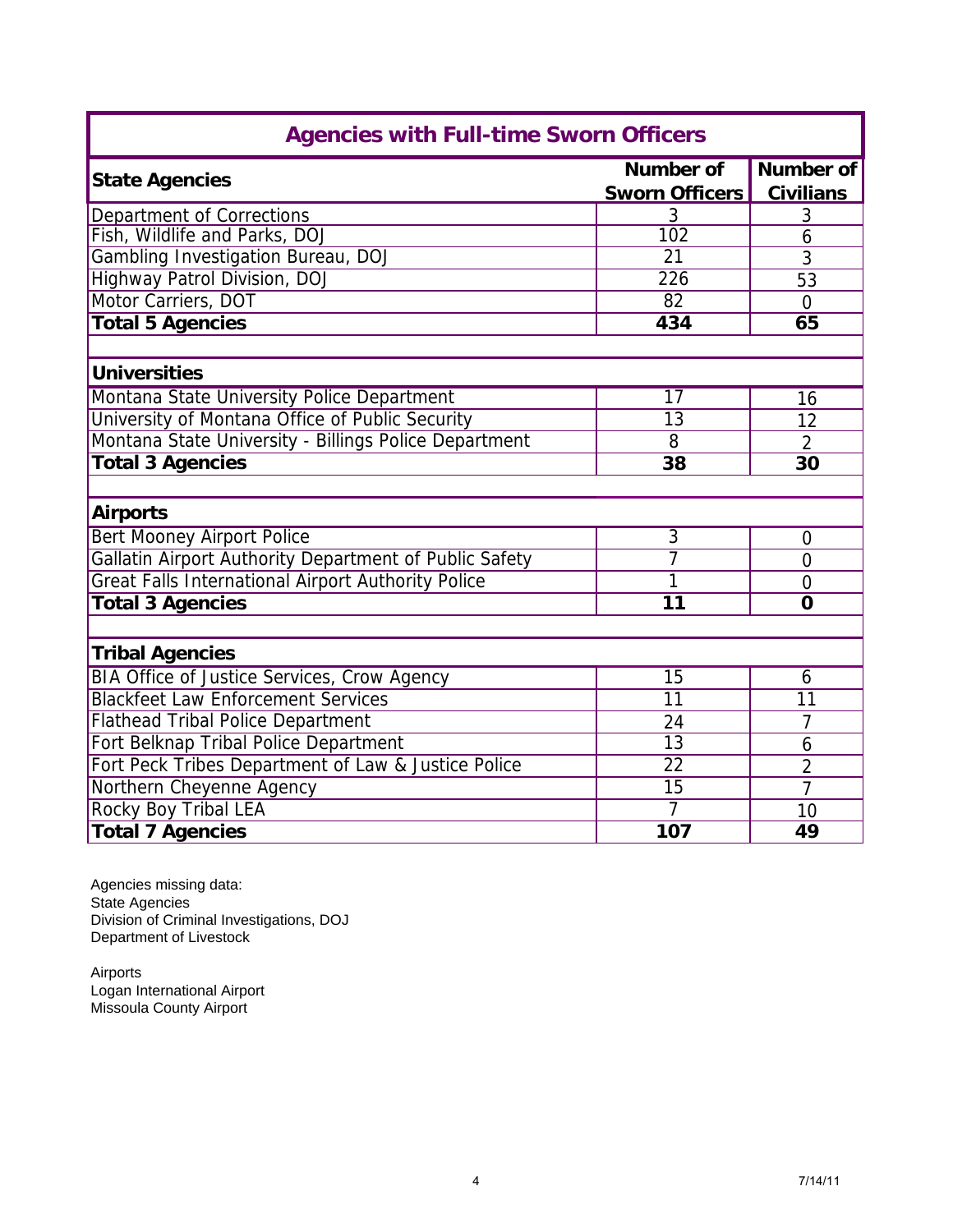## Agencies with Full-time Sworn Officers

| **State Agencies** | **Number of Sworn Officers** | **Number of Civilians** |
|---|---|---|
| Department of Corrections | 3 | 3 |
| Fish, Wildlife and Parks, DOJ | 102 | 6 |
| Gambling Investigation Bureau, DOJ | 21 | 3 |
| Highway Patrol Division, DOJ | 226 | 53 |
| Motor Carriers, DOT | 82 | 0 |
| **Total 5 Agencies** | **434** | **65** |
| | | |
| **Universities** | | |
| Montana State University Police Department | 17 | 16 |
| University of Montana Office of Public Security | 13 | 12 |
| Montana State University - Billings Police Department | 8 | 2 |
| **Total 3 Agencies** | **38** | **30** |
| | | |
| **Airports** | | |
| Bert Mooney Airport Police | 3 | 0 |
| Gallatin Airport Authority Department of Public Safety | 7 | 0 |
| Great Falls International Airport Authority Police | 1 | 0 |
| **Total 3 Agencies** | **11** | **0** |
| | | |
| **Tribal Agencies** | | |
| BIA Office of Justice Services, Crow Agency | 15 | 6 |
| Blackfeet Law Enforcement Services | 11 | 11 |
| Flathead Tribal Police Department | 24 | 7 |
| Fort Belknap Tribal Police Department | 13 | 6 |
| Fort Peck Tribes Department of Law & Justice Police | 22 | 2 |
| Northern Cheyenne Agency | 15 | 7 |
| Rocky Boy Tribal LEA | 7 | 10 |
| **Total 7 Agencies** | **107** | **49** |

Agencies missing data:
State Agencies
Division of Criminal Investigations, DOJ
Department of Livestock

Airports
Logan International Airport
Missoula County Airport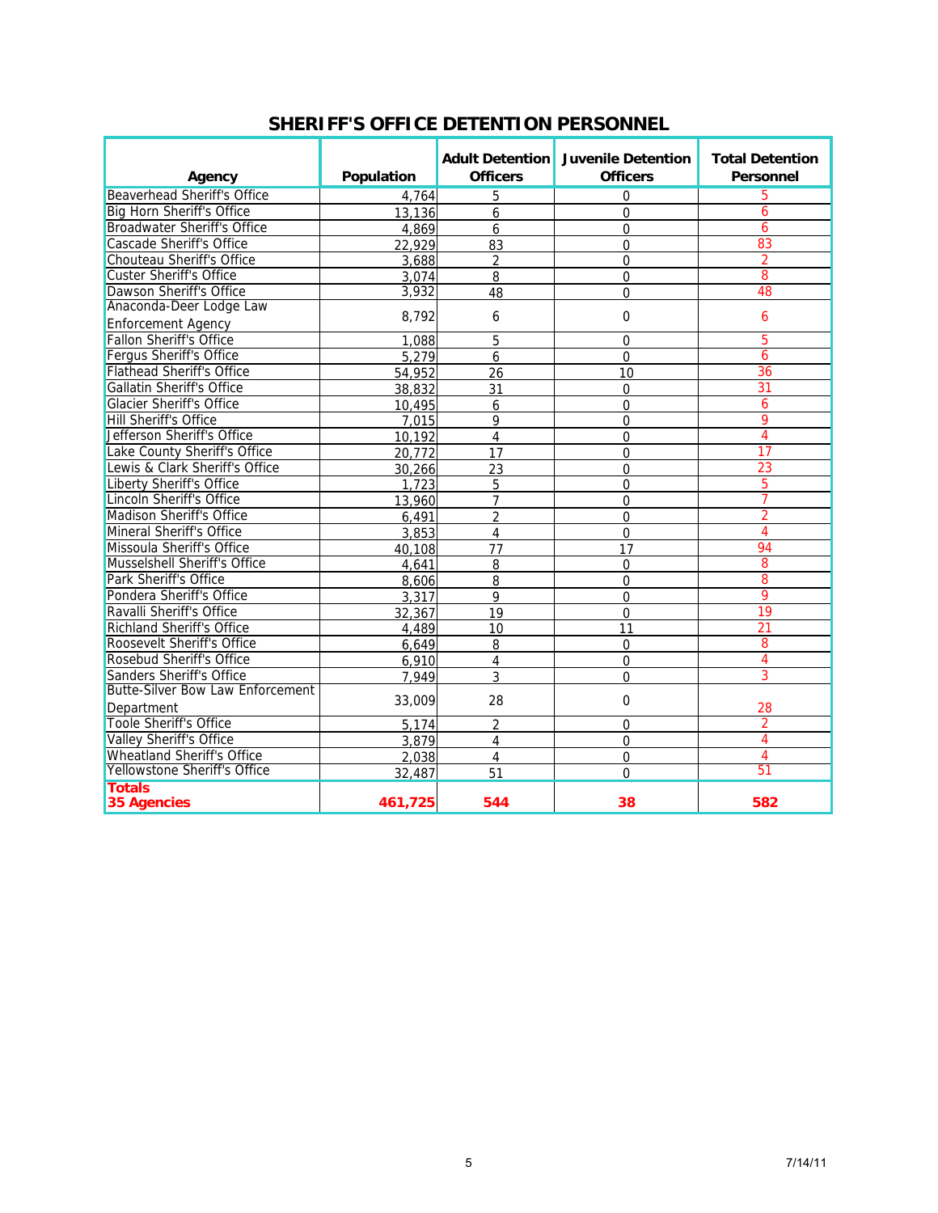## SHERIFF'S OFFICE DETENTION PERSONNEL

| Agency | Population | Adult Detention Officers | Juvenile Detention Officers | Total Detention Personnel |
|---|---|---|---|---|
| Beaverhead Sheriff's Office | 4,764 | 5 | 0 | 5 |
| Big Horn Sheriff's Office | 13,136 | 6 | 0 | 6 |
| Broadwater Sheriff's Office | 4,869 | 6 | 0 | 6 |
| Cascade Sheriff's Office | 22,929 | 83 | 0 | 83 |
| Chouteau Sheriff's Office | 3,688 | 2 | 0 | 2 |
| Custer Sheriff's Office | 3,074 | 8 | 0 | 8 |
| Dawson Sheriff's Office | 3,932 | 48 | 0 | 48 |
| Anaconda-Deer Lodge Law Enforcement Agency | 8,792 | 6 | 0 | 6 |
| Fallon Sheriff's Office | 1,088 | 5 | 0 | 5 |
| Fergus Sheriff's Office | 5,279 | 6 | 0 | 6 |
| Flathead Sheriff's Office | 54,952 | 26 | 10 | 36 |
| Gallatin Sheriff's Office | 38,832 | 31 | 0 | 31 |
| Glacier Sheriff's Office | 10,495 | 6 | 0 | 6 |
| Hill Sheriff's Office | 7,015 | 9 | 0 | 9 |
| Jefferson Sheriff's Office | 10,192 | 4 | 0 | 4 |
| Lake County Sheriff's Office | 20,772 | 17 | 0 | 17 |
| Lewis & Clark Sheriff's Office | 30,266 | 23 | 0 | 23 |
| Liberty Sheriff's Office | 1,723 | 5 | 0 | 5 |
| Lincoln Sheriff's Office | 13,960 | 7 | 0 | 7 |
| Madison Sheriff's Office | 6,491 | 2 | 0 | 2 |
| Mineral Sheriff's Office | 3,853 | 4 | 0 | 4 |
| Missoula Sheriff's Office | 40,108 | 77 | 17 | 94 |
| Musselshell Sheriff's Office | 4,641 | 8 | 0 | 8 |
| Park Sheriff's Office | 8,606 | 8 | 0 | 8 |
| Pondera Sheriff's Office | 3,317 | 9 | 0 | 9 |
| Ravalli Sheriff's Office | 32,367 | 19 | 0 | 19 |
| Richland Sheriff's Office | 4,489 | 10 | 11 | 21 |
| Roosevelt Sheriff's Office | 6,649 | 8 | 0 | 8 |
| Rosebud Sheriff's Office | 6,910 | 4 | 0 | 4 |
| Sanders Sheriff's Office | 7,949 | 3 | 0 | 3 |
| Butte-Silver Bow Law Enforcement Department | 33,009 | 28 | 0 | 28 |
| Toole Sheriff's Office | 5,174 | 2 | 0 | 2 |
| Valley Sheriff's Office | 3,879 | 4 | 0 | 4 |
| Wheatland Sheriff's Office | 2,038 | 4 | 0 | 4 |
| Yellowstone Sheriff's Office | 32,487 | 51 | 0 | 51 |
| **Totals 35 Agencies** | **461,725** | **544** | **38** | **582** |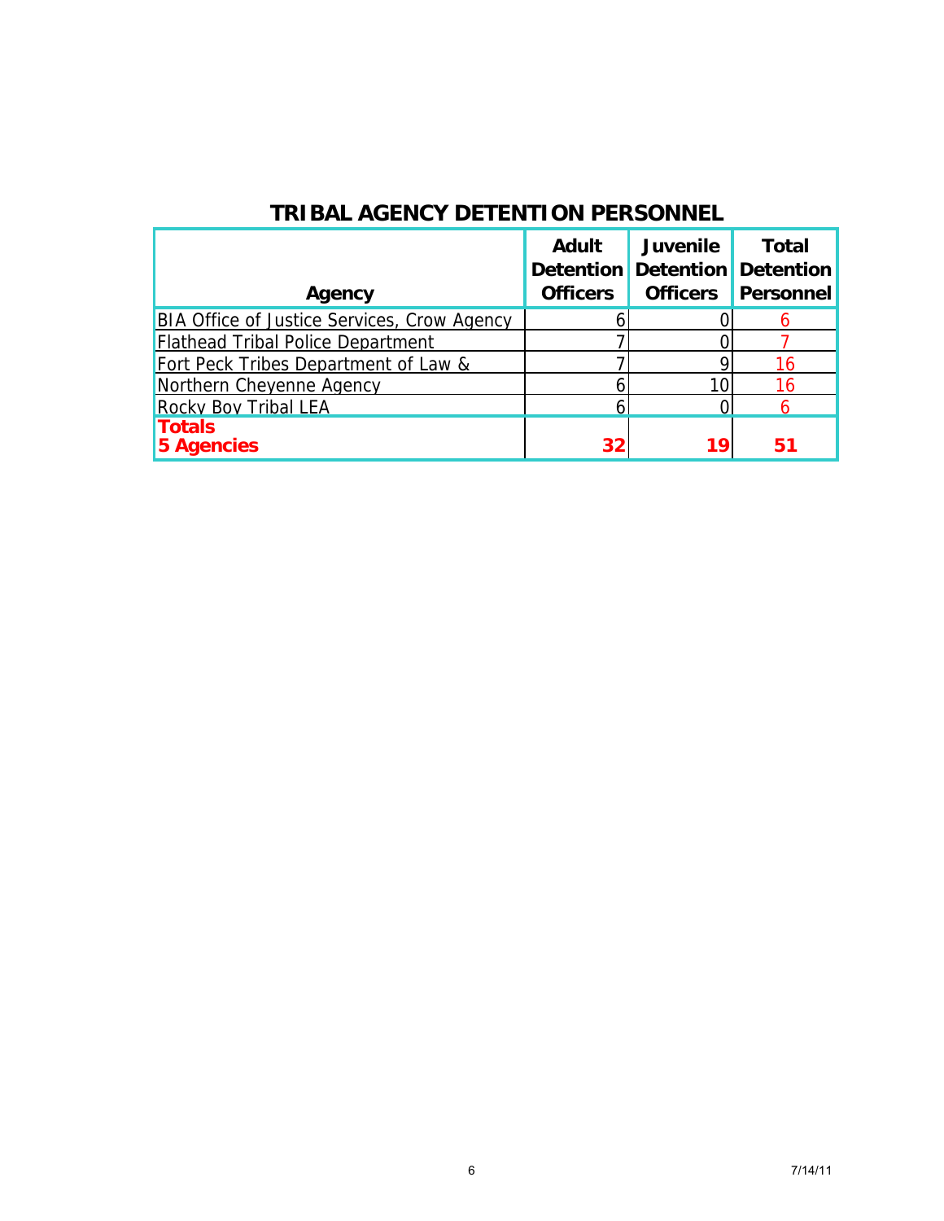## TRIBAL AGENCY DETENTION PERSONNEL

| Agency | Adult Detention Officers | Juvenile Detention Officers | Total Detention Personnel |
|---|---|---|---|
| BIA Office of Justice Services, Crow Agency | 6 | 0 | 6 |
| Flathead Tribal Police Department | 7 | 0 | 7 |
| Fort Peck Tribes Department of Law & | 7 | 9 | 16 |
| Northern Cheyenne Agency | 6 | 10 | 16 |
| Rocky Boy Tribal LEA | 6 | 0 | 6 |
| **Totals 5 Agencies** | **32** | **19** | **51** |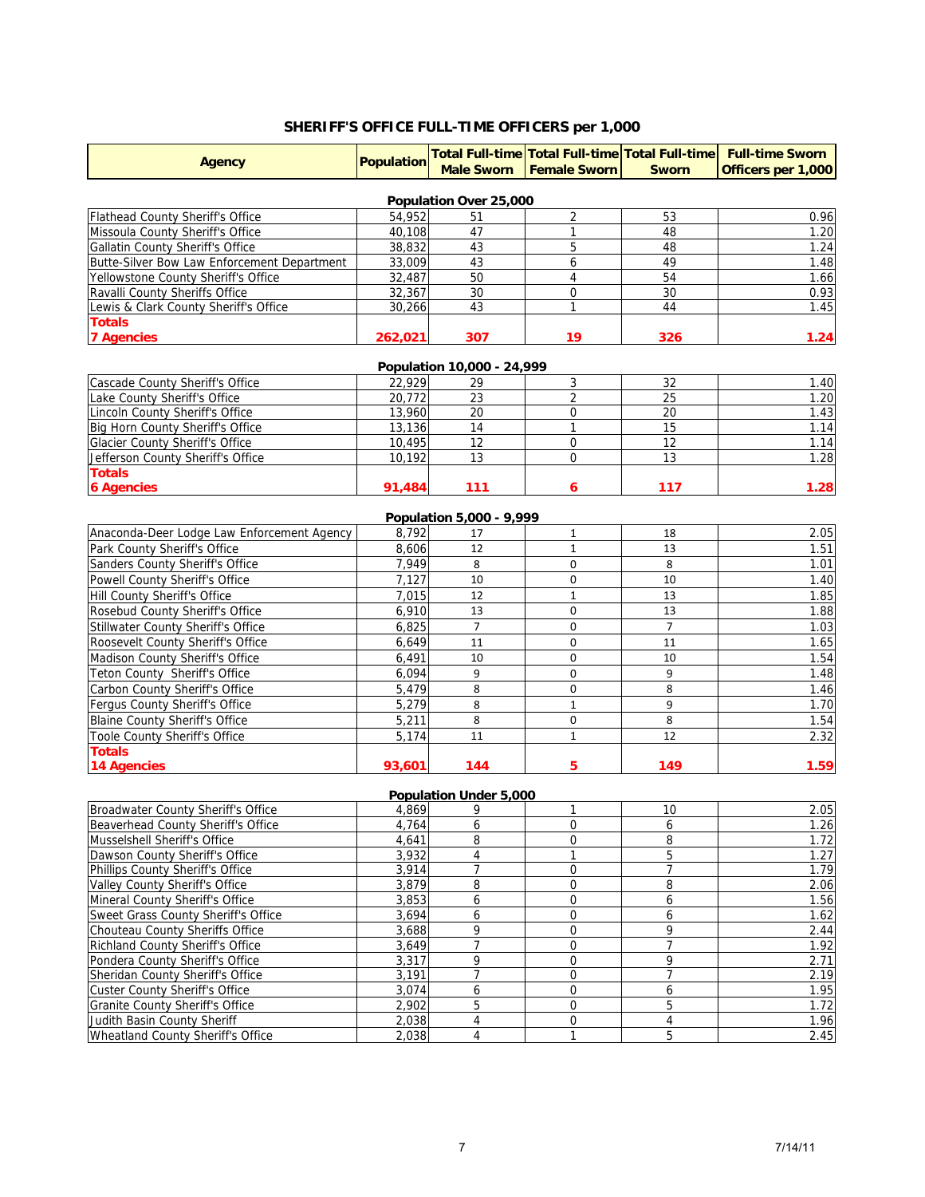## SHERIFF'S OFFICE FULL-TIME OFFICERS per 1,000

| Agency | Population | Total Full-time Male Sworn | Total Full-time Female Sworn | Total Full-time Sworn | Full-time Sworn Officers per 1,000 |
|---|---|---|---|---|---|
| **Population Over 25,000** | | | | | |
| Flathead County Sheriff's Office | 54,952 | 51 | 2 | 53 | 0.96 |
| Missoula County Sheriff's Office | 40,108 | 47 | 1 | 48 | 1.20 |
| Gallatin County Sheriff's Office | 38,832 | 43 | 5 | 48 | 1.24 |
| Butte-Silver Bow Law Enforcement Department | 33,009 | 43 | 6 | 49 | 1.48 |
| Yellowstone County Sheriff's Office | 32,487 | 50 | 4 | 54 | 1.66 |
| Ravalli County Sheriffs Office | 32,367 | 30 | 0 | 30 | 0.93 |
| Lewis & Clark County Sheriff's Office | 30,266 | 43 | 1 | 44 | 1.45 |
| **Totals 7 Agencies** | **262,021** | **307** | **19** | **326** | **1.24** |
| **Population 10,000 - 24,999** | | | | | |
| Cascade County Sheriff's Office | 22,929 | 29 | 3 | 32 | 1.40 |
| Lake County Sheriff's Office | 20,772 | 23 | 2 | 25 | 1.20 |
| Lincoln County Sheriff's Office | 13,960 | 20 | 0 | 20 | 1.43 |
| Big Horn County Sheriff's Office | 13,136 | 14 | 1 | 15 | 1.14 |
| Glacier County Sheriff's Office | 10,495 | 12 | 0 | 12 | 1.14 |
| Jefferson County Sheriff's Office | 10,192 | 13 | 0 | 13 | 1.28 |
| **Totals 6 Agencies** | **91,484** | **111** | **6** | **117** | **1.28** |
| **Population 5,000 - 9,999** | | | | | |
| Anaconda-Deer Lodge Law Enforcement Agency | 8,792 | 17 | 1 | 18 | 2.05 |
| Park County Sheriff's Office | 8,606 | 12 | 1 | 13 | 1.51 |
| Sanders County Sheriff's Office | 7,949 | 8 | 0 | 8 | 1.01 |
| Powell County Sheriff's Office | 7,127 | 10 | 0 | 10 | 1.40 |
| Hill County Sheriff's Office | 7,015 | 12 | 1 | 13 | 1.85 |
| Rosebud County Sheriff's Office | 6,910 | 13 | 0 | 13 | 1.88 |
| Stillwater County Sheriff's Office | 6,825 | 7 | 0 | 7 | 1.03 |
| Roosevelt County Sheriff's Office | 6,649 | 11 | 0 | 11 | 1.65 |
| Madison County Sheriff's Office | 6,491 | 10 | 0 | 10 | 1.54 |
| Teton County Sheriff's Office | 6,094 | 9 | 0 | 9 | 1.48 |
| Carbon County Sheriff's Office | 5,479 | 8 | 0 | 8 | 1.46 |
| Fergus County Sheriff's Office | 5,279 | 8 | 1 | 9 | 1.70 |
| Blaine County Sheriff's Office | 5,211 | 8 | 0 | 8 | 1.54 |
| Toole County Sheriff's Office | 5,174 | 11 | 1 | 12 | 2.32 |
| **Totals 14 Agencies** | **93,601** | **144** | **5** | **149** | **1.59** |
| **Population Under 5,000** | | | | | |
| Broadwater County Sheriff's Office | 4,869 | 9 | 1 | 10 | 2.05 |
| Beaverhead County Sheriff's Office | 4,764 | 6 | 0 | 6 | 1.26 |
| Musselshell Sheriff's Office | 4,641 | 8 | 0 | 8 | 1.72 |
| Dawson County Sheriff's Office | 3,932 | 4 | 1 | 5 | 1.27 |
| Phillips County Sheriff's Office | 3,914 | 7 | 0 | 7 | 1.79 |
| Valley County Sheriff's Office | 3,879 | 8 | 0 | 8 | 2.06 |
| Mineral County Sheriff's Office | 3,853 | 6 | 0 | 6 | 1.56 |
| Sweet Grass County Sheriff's Office | 3,694 | 6 | 0 | 6 | 1.62 |
| Chouteau County Sheriffs Office | 3,688 | 9 | 0 | 9 | 2.44 |
| Richland County Sheriff's Office | 3,649 | 7 | 0 | 7 | 1.92 |
| Pondera County Sheriff's Office | 3,317 | 9 | 0 | 9 | 2.71 |
| Sheridan County Sheriff's Office | 3,191 | 7 | 0 | 7 | 2.19 |
| Custer County Sheriff's Office | 3,074 | 6 | 0 | 6 | 1.95 |
| Granite County Sheriff's Office | 2,902 | 5 | 0 | 5 | 1.72 |
| Judith Basin County Sheriff | 2,038 | 4 | 0 | 4 | 1.96 |
| Wheatland County Sheriff's Office | 2,038 | 4 | 1 | 5 | 2.45 |

7/14/11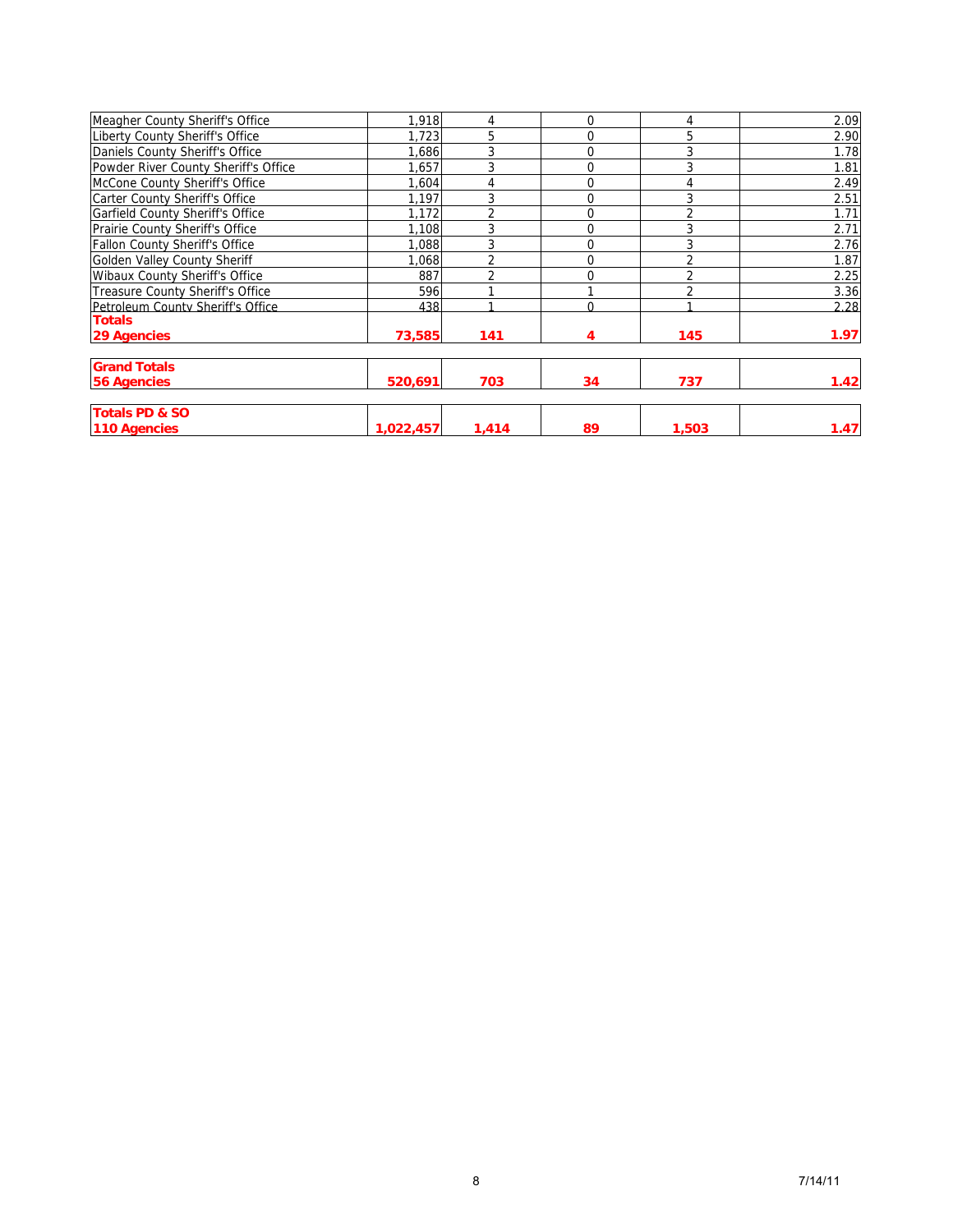| | | | | | |
|---|---|---|---|---|---|
| Meagher County Sheriff's Office | 1,918 | 4 | 0 | 4 | 2.09 |
| Liberty County Sheriff's Office | 1,723 | 5 | 0 | 5 | 2.90 |
| Daniels County Sheriff's Office | 1,686 | 3 | 0 | 3 | 1.78 |
| Powder River County Sheriff's Office | 1,657 | 3 | 0 | 3 | 1.81 |
| McCone County Sheriff's Office | 1,604 | 4 | 0 | 4 | 2.49 |
| Carter County Sheriff's Office | 1,197 | 3 | 0 | 3 | 2.51 |
| Garfield County Sheriff's Office | 1,172 | 2 | 0 | 2 | 1.71 |
| Prairie County Sheriff's Office | 1,108 | 3 | 0 | 3 | 2.71 |
| Fallon County Sheriff's Office | 1,088 | 3 | 0 | 3 | 2.76 |
| Golden Valley County Sheriff | 1,068 | 2 | 0 | 2 | 1.87 |
| Wibaux County Sheriff's Office | 887 | 2 | 0 | 2 | 2.25 |
| Treasure County Sheriff's Office | 596 | 1 | 1 | 2 | 3.36 |
| Petroleum County Sheriff's Office | 438 | 1 | 0 | 1 | 2.28 |
| **Totals 29 Agencies** | **73,585** | **141** | **4** | **145** | **1.97** |

| | | | | | |
|---|---|---|---|---|---|
| **Grand Totals 56 Agencies** | **520,691** | **703** | **34** | **737** | **1.42** |

| | | | | | |
|---|---|---|---|---|---|
| **Totals PD & SO 110 Agencies** | **1,022,457** | **1,414** | **89** | **1,503** | **1.47** |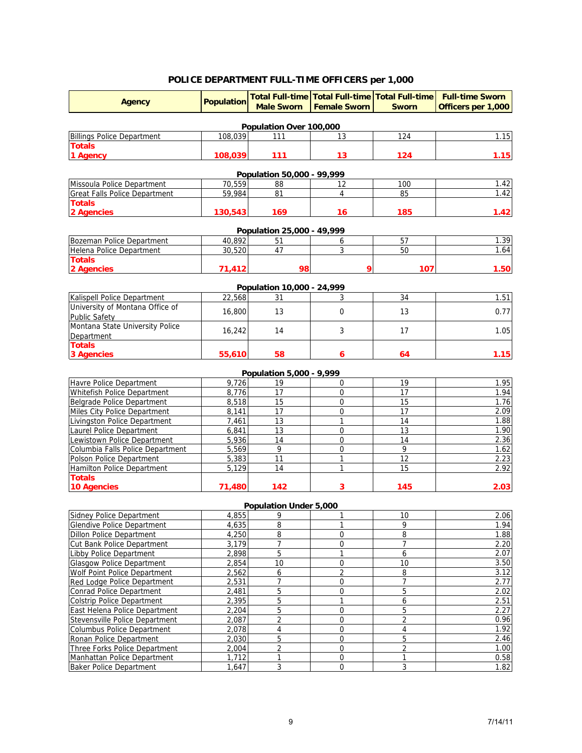## POLICE DEPARTMENT FULL-TIME OFFICERS per 1,000

| Agency | Population | Total Full-time Male Sworn | Total Full-time Female Sworn | Total Full-time Sworn | Full-time Sworn Officers per 1,000 |
|---|---|---|---|---|---|
| **Population Over 100,000** | | | | | |
| Billings Police Department | 108,039 | 111 | 13 | 124 | 1.15 |
| **Totals 1 Agency** | **108,039** | **111** | **13** | **124** | **1.15** |
| **Population 50,000 - 99,999** | | | | | |
| Missoula Police Department | 70,559 | 88 | 12 | 100 | 1.42 |
| Great Falls Police Department | 59,984 | 81 | 4 | 85 | 1.42 |
| **Totals 2 Agencies** | **130,543** | **169** | **16** | **185** | **1.42** |
| **Population 25,000 - 49,999** | | | | | |
| Bozeman Police Department | 40,892 | 51 | 6 | 57 | 1.39 |
| Helena Police Department | 30,520 | 47 | 3 | 50 | 1.64 |
| **Totals 2 Agencies** | **71,412** | **98** | **9** | **107** | **1.50** |
| **Population 10,000 - 24,999** | | | | | |
| Kalispell Police Department | 22,568 | 31 | 3 | 34 | 1.51 |
| University of Montana Office of Public Safety | 16,800 | 13 | 0 | 13 | 0.77 |
| Montana State University Police Department | 16,242 | 14 | 3 | 17 | 1.05 |
| **Totals 3 Agencies** | **55,610** | **58** | **6** | **64** | **1.15** |
| **Population 5,000 - 9,999** | | | | | |
| Havre Police Department | 9,726 | 19 | 0 | 19 | 1.95 |
| Whitefish Police Department | 8,776 | 17 | 0 | 17 | 1.94 |
| Belgrade Police Department | 8,518 | 15 | 0 | 15 | 1.76 |
| Miles City Police Department | 8,141 | 17 | 0 | 17 | 2.09 |
| Livingston Police Department | 7,461 | 13 | 1 | 14 | 1.88 |
| Laurel Police Department | 6,841 | 13 | 0 | 13 | 1.90 |
| Lewistown Police Department | 5,936 | 14 | 0 | 14 | 2.36 |
| Columbia Falls Police Department | 5,569 | 9 | 0 | 9 | 1.62 |
| Polson Police Department | 5,383 | 11 | 1 | 12 | 2.23 |
| Hamilton Police Department | 5,129 | 14 | 1 | 15 | 2.92 |
| **Totals 10 Agencies** | **71,480** | **142** | **3** | **145** | **2.03** |
| **Population Under 5,000** | | | | | |
| Sidney Police Department | 4,855 | 9 | 1 | 10 | 2.06 |
| Glendive Police Department | 4,635 | 8 | 1 | 9 | 1.94 |
| Dillon Police Department | 4,250 | 8 | 0 | 8 | 1.88 |
| Cut Bank Police Department | 3,179 | 7 | 0 | 7 | 2.20 |
| Libby Police Department | 2,898 | 5 | 1 | 6 | 2.07 |
| Glasgow Police Department | 2,854 | 10 | 0 | 10 | 3.50 |
| Wolf Point Police Department | 2,562 | 6 | 2 | 8 | 3.12 |
| Red Lodge Police Department | 2,531 | 7 | 0 | 7 | 2.77 |
| Conrad Police Department | 2,481 | 5 | 0 | 5 | 2.02 |
| Colstrip Police Department | 2,395 | 5 | 1 | 6 | 2.51 |
| East Helena Police Department | 2,204 | 5 | 0 | 5 | 2.27 |
| Stevensville Police Department | 2,087 | 2 | 0 | 2 | 0.96 |
| Columbus Police Department | 2,078 | 4 | 0 | 4 | 1.92 |
| Ronan Police Department | 2,030 | 5 | 0 | 5 | 2.46 |
| Three Forks Police Department | 2,004 | 2 | 0 | 2 | 1.00 |
| Manhattan Police Department | 1,712 | 1 | 0 | 1 | 0.58 |
| Baker Police Department | 1,647 | 3 | 0 | 3 | 1.82 |

7/14/11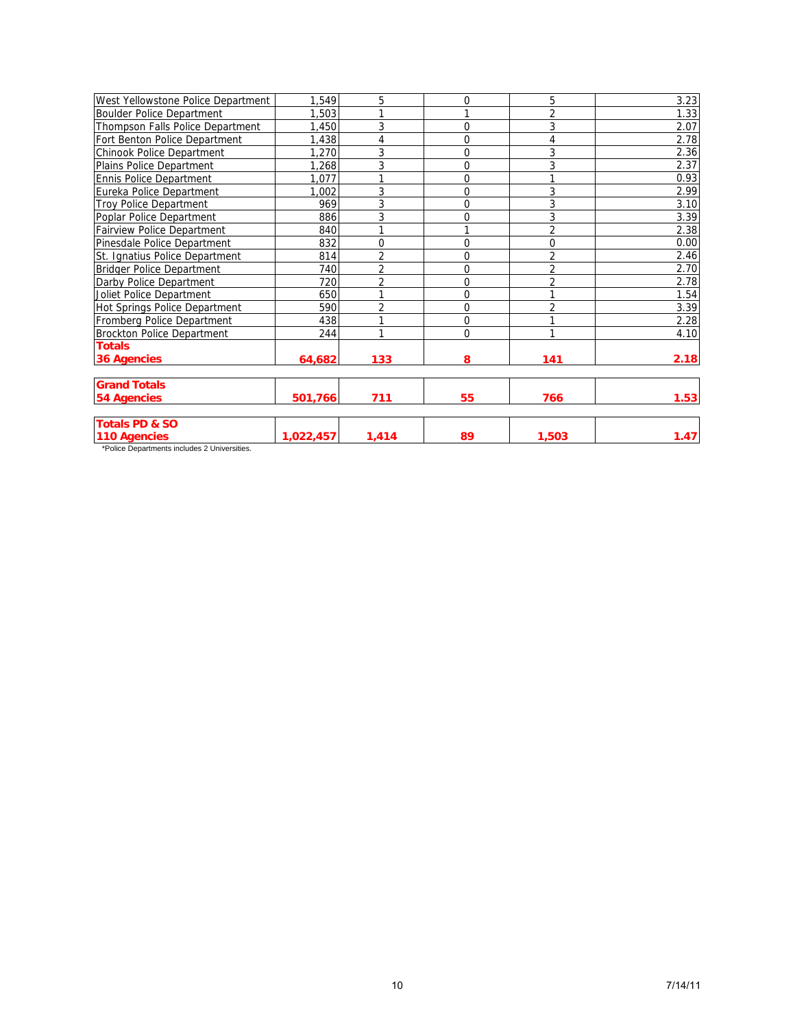| | | | | | |
|---|---|---|---|---|---|
| West Yellowstone Police Department | 1,549 | 5 | 0 | 5 | 3.23 |
| Boulder Police Department | 1,503 | 1 | 1 | 2 | 1.33 |
| Thompson Falls Police Department | 1,450 | 3 | 0 | 3 | 2.07 |
| Fort Benton Police Department | 1,438 | 4 | 0 | 4 | 2.78 |
| Chinook Police Department | 1,270 | 3 | 0 | 3 | 2.36 |
| Plains Police Department | 1,268 | 3 | 0 | 3 | 2.37 |
| Ennis Police Department | 1,077 | 1 | 0 | 1 | 0.93 |
| Eureka Police Department | 1,002 | 3 | 0 | 3 | 2.99 |
| Troy Police Department | 969 | 3 | 0 | 3 | 3.10 |
| Poplar Police Department | 886 | 3 | 0 | 3 | 3.39 |
| Fairview Police Department | 840 | 1 | 1 | 2 | 2.38 |
| Pinesdale Police Department | 832 | 0 | 0 | 0 | 0.00 |
| St. Ignatius Police Department | 814 | 2 | 0 | 2 | 2.46 |
| Bridger Police Department | 740 | 2 | 0 | 2 | 2.70 |
| Darby Police Department | 720 | 2 | 0 | 2 | 2.78 |
| Joliet Police Department | 650 | 1 | 0 | 1 | 1.54 |
| Hot Springs Police Department | 590 | 2 | 0 | 2 | 3.39 |
| Fromberg Police Department | 438 | 1 | 0 | 1 | 2.28 |
| Brockton Police Department | 244 | 1 | 0 | 1 | 4.10 |
| **Totals 36 Agencies** | **64,682** | **133** | **8** | **141** | **2.18** |
| **Grand Totals 54 Agencies** | **501,766** | **711** | **55** | **766** | **1.53** |
| **Totals PD & SO 110 Agencies** | **1,022,457** | **1,414** | **89** | **1,503** | **1.47** |

*Police Departments includes 2 Universities.

7/14/11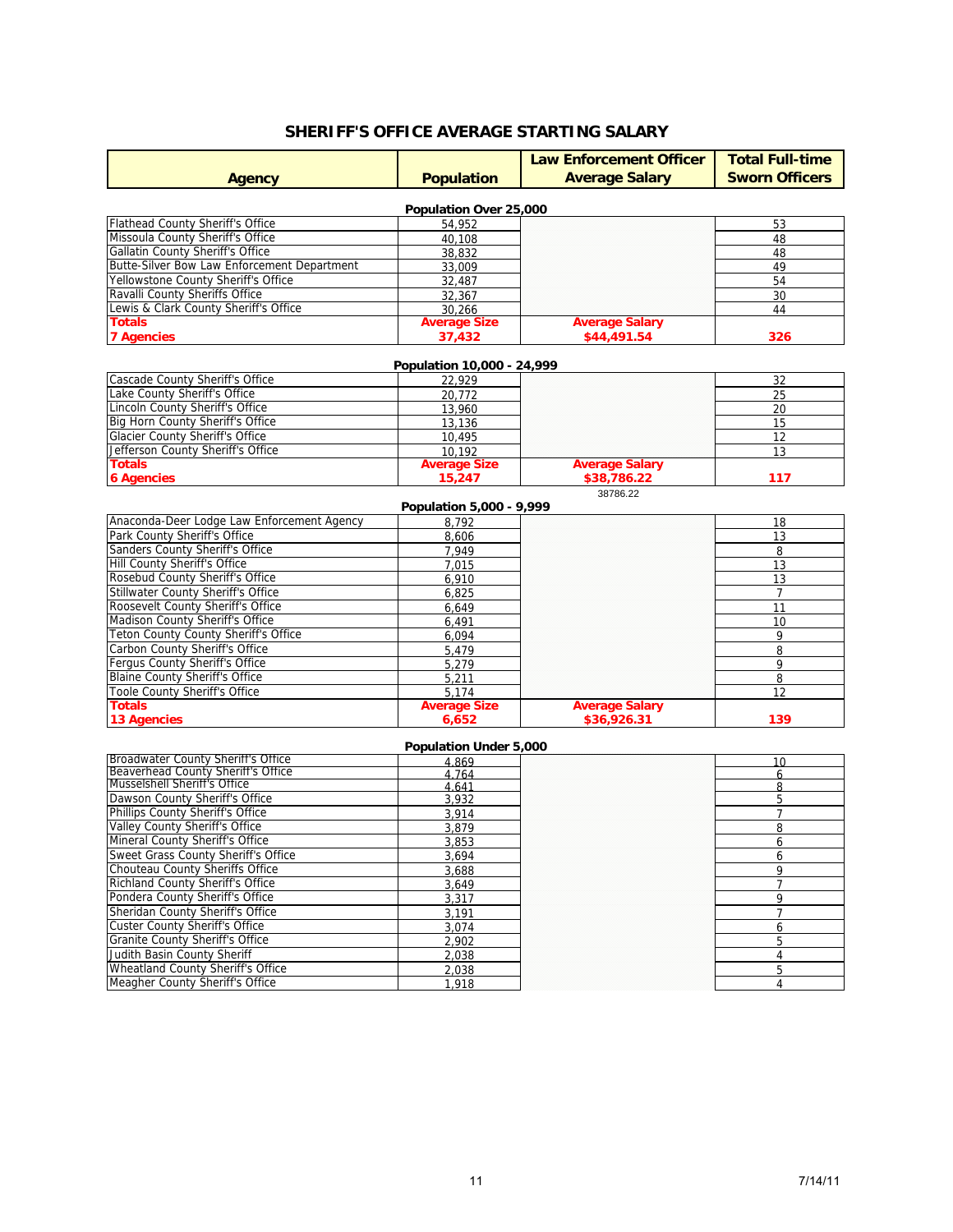# SHERIFF'S OFFICE AVERAGE STARTING SALARY

| Agency | Population | Law Enforcement Officer Average Salary | Total Full-time Sworn Officers |
|---|---|---|---|
| | **Population Over 25,000** | | |
| Flathead County Sheriff's Office | 54,952 | | 53 |
| Missoula County Sheriff's Office | 40,108 | | 48 |
| Gallatin County Sheriff's Office | 38,832 | | 48 |
| Butte-Silver Bow Law Enforcement Department | 33,009 | | 49 |
| Yellowstone County Sheriff's Office | 32,487 | | 54 |
| Ravalli County Sheriffs Office | 32,367 | | 30 |
| Lewis & Clark County Sheriff's Office | 30,266 | | 44 |
| **Totals 7 Agencies** | **Average Size 37,432** | **Average Salary $44,491.54** | **326** |
| | **Population 10,000 - 24,999** | | |
| Cascade County Sheriff's Office | 22,929 | | 32 |
| Lake County Sheriff's Office | 20,772 | | 25 |
| Lincoln County Sheriff's Office | 13,960 | | 20 |
| Big Horn County Sheriff's Office | 13,136 | | 15 |
| Glacier County Sheriff's Office | 10,495 | | 12 |
| Jefferson County Sheriff's Office | 10,192 | | 13 |
| **Totals 6 Agencies** | **Average Size 15,247** | **Average Salary $38,786.22** | **117** |
| | | 38786.22 | |
| | **Population 5,000 - 9,999** | | |
| Anaconda-Deer Lodge Law Enforcement Agency | 8,792 | | 18 |
| Park County Sheriff's Office | 8,606 | | 13 |
| Sanders County Sheriff's Office | 7,949 | | 8 |
| Hill County Sheriff's Office | 7,015 | | 13 |
| Rosebud County Sheriff's Office | 6,910 | | 13 |
| Stillwater County Sheriff's Office | 6,825 | | 7 |
| Roosevelt County Sheriff's Office | 6,649 | | 11 |
| Madison County Sheriff's Office | 6,491 | | 10 |
| Teton County County Sheriff's Office | 6,094 | | 9 |
| Carbon County Sheriff's Office | 5,479 | | 8 |
| Fergus County Sheriff's Office | 5,279 | | 9 |
| Blaine County Sheriff's Office | 5,211 | | 8 |
| Toole County Sheriff's Office | 5,174 | | 12 |
| **Totals 13 Agencies** | **Average Size 6,652** | **Average Salary $36,926.31** | **139** |
| | **Population Under 5,000** | | |
| Broadwater County Sheriff's Office | 4,869 | | 10 |
| Beaverhead County Sheriff's Office | 4,764 | | 6 |
| Musselshell Sheriff's Office | 4,641 | | 8 |
| Dawson County Sheriff's Office | 3,932 | | 5 |
| Phillips County Sheriff's Office | 3,914 | | 7 |
| Valley County Sheriff's Office | 3,879 | | 8 |
| Mineral County Sheriff's Office | 3,853 | | 6 |
| Sweet Grass County Sheriff's Office | 3,694 | | 6 |
| Chouteau County Sheriffs Office | 3,688 | | 9 |
| Richland County Sheriff's Office | 3,649 | | 7 |
| Pondera County Sheriff's Office | 3,317 | | 9 |
| Sheridan County Sheriff's Office | 3,191 | | 7 |
| Custer County Sheriff's Office | 3,074 | | 6 |
| Granite County Sheriff's Office | 2,902 | | 5 |
| Judith Basin County Sheriff | 2,038 | | 4 |
| Wheatland County Sheriff's Office | 2,038 | | 5 |
| Meagher County Sheriff's Office | 1,918 | | 4 |

7/14/11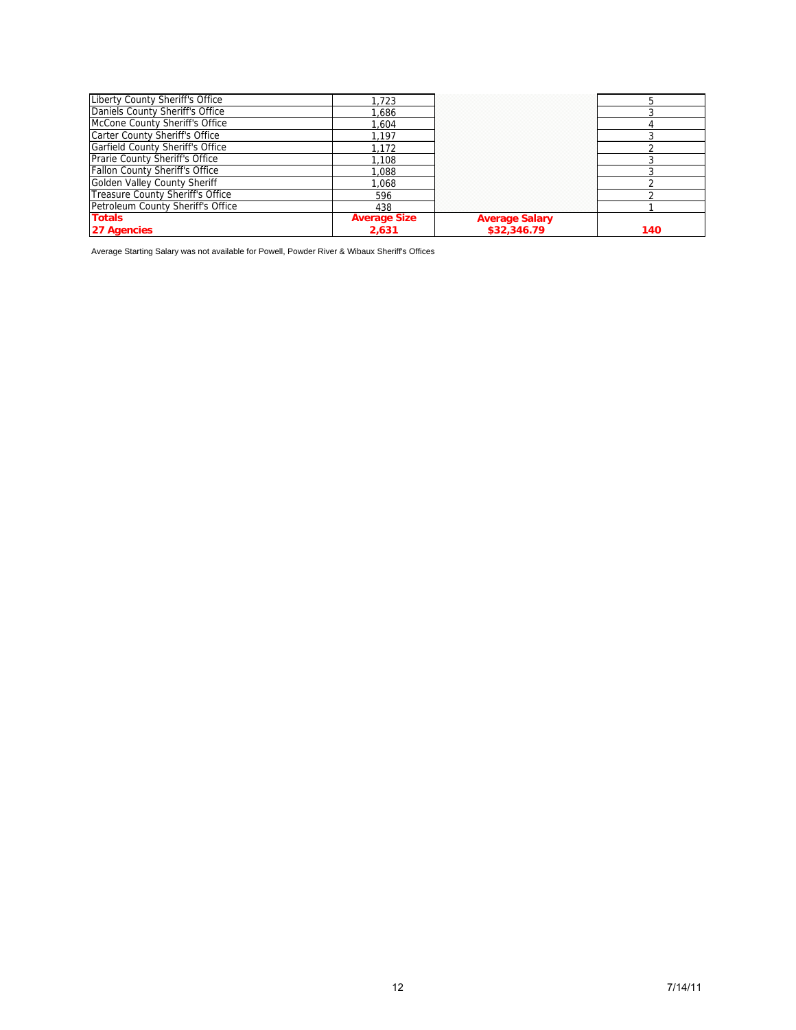| | | | |
|---|---|---|---|
| Liberty County Sheriff's Office | 1,723 | | 5 |
| Daniels County Sheriff's Office | 1,686 | | 3 |
| McCone County Sheriff's Office | 1,604 | | 4 |
| Carter County Sheriff's Office | 1,197 | | 3 |
| Garfield County Sheriff's Office | 1,172 | | 2 |
| Prarie County Sheriff's Office | 1,108 | | 3 |
| Fallon County Sheriff's Office | 1,088 | | 3 |
| Golden Valley County Sheriff | 1,068 | | 2 |
| Treasure County Sheriff's Office | 596 | | 2 |
| Petroleum County Sheriff's Office | 438 | | 1 |
| **Totals 27 Agencies** | **Average Size 2,631** | **Average Salary $32,346.79** | **140** |

Average Starting Salary was not available for Powell, Powder River & Wibaux Sheriff's Offices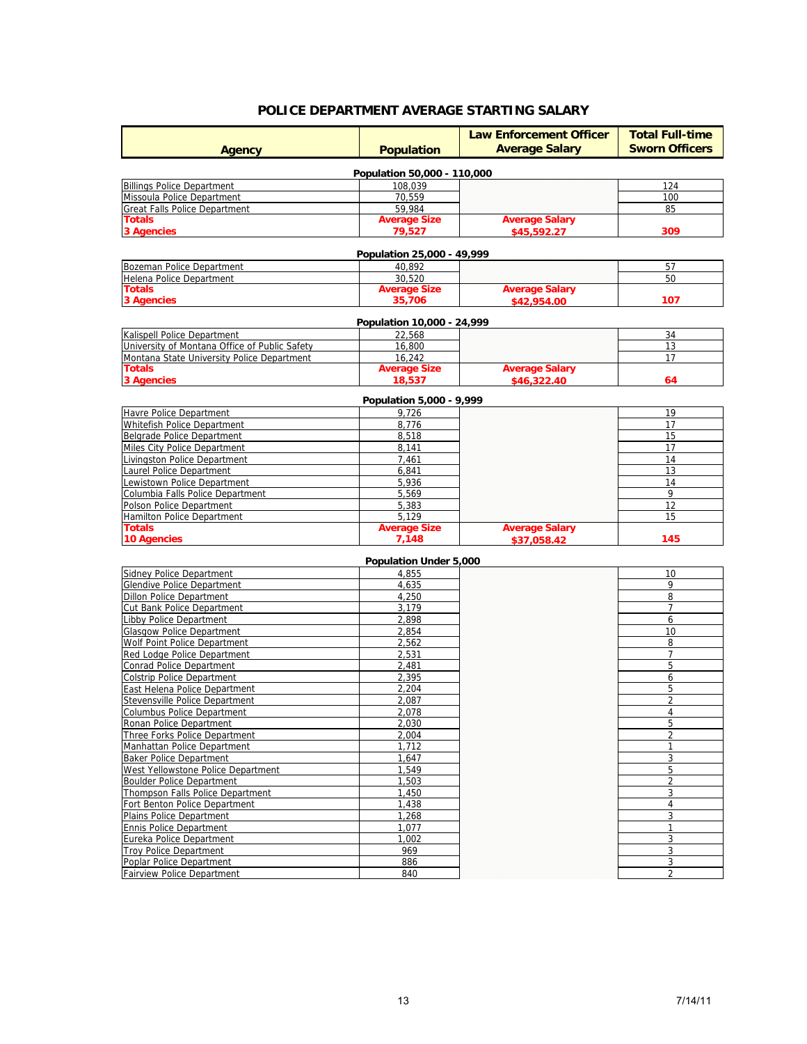## POLICE DEPARTMENT AVERAGE STARTING SALARY

| Agency | Population | Law Enforcement Officer Average Salary | Total Full-time Sworn Officers |
|---|---|---|---|
| **Population 50,000 - 110,000** | | | |
| Billings Police Department | 108,039 | | 124 |
| Missoula Police Department | 70,559 | | 100 |
| Great Falls Police Department | 59,984 | | 85 |
| **Totals 3 Agencies** | **Average Size 79,527** | **Average Salary $45,592.27** | **309** |
| **Population 25,000 - 49,999** | | | |
| Bozeman Police Department | 40,892 | | 57 |
| Helena Police Department | 30,520 | | 50 |
| **Totals 3 Agencies** | **Average Size 35,706** | **Average Salary $42,954.00** | **107** |
| **Population 10,000 - 24,999** | | | |
| Kalispell Police Department | 22,568 | | 34 |
| University of Montana Office of Public Safety | 16,800 | | 13 |
| Montana State University Police Department | 16,242 | | 17 |
| **Totals 3 Agencies** | **Average Size 18,537** | **Average Salary $46,322.40** | **64** |
| **Population 5,000 - 9,999** | | | |
| Havre Police Department | 9,726 | | 19 |
| Whitefish Police Department | 8,776 | | 17 |
| Belgrade Police Department | 8,518 | | 15 |
| Miles City Police Department | 8,141 | | 17 |
| Livingston Police Department | 7,461 | | 14 |
| Laurel Police Department | 6,841 | | 13 |
| Lewistown Police Department | 5,936 | | 14 |
| Columbia Falls Police Department | 5,569 | | 9 |
| Polson Police Department | 5,383 | | 12 |
| Hamilton Police Department | 5,129 | | 15 |
| **Totals 10 Agencies** | **Average Size 7,148** | **Average Salary $37,058.42** | **145** |
| **Population Under 5,000** | | | |
| Sidney Police Department | 4,855 | | 10 |
| Glendive Police Department | 4,635 | | 9 |
| Dillon Police Department | 4,250 | | 8 |
| Cut Bank Police Department | 3,179 | | 7 |
| Libby Police Department | 2,898 | | 6 |
| Glasgow Police Department | 2,854 | | 10 |
| Wolf Point Police Department | 2,562 | | 8 |
| Red Lodge Police Department | 2,531 | | 7 |
| Conrad Police Department | 2,481 | | 5 |
| Colstrip Police Department | 2,395 | | 6 |
| East Helena Police Department | 2,204 | | 5 |
| Stevensville Police Department | 2,087 | | 2 |
| Columbus Police Department | 2,078 | | 4 |
| Ronan Police Department | 2,030 | | 5 |
| Three Forks Police Department | 2,004 | | 2 |
| Manhattan Police Department | 1,712 | | 1 |
| Baker Police Department | 1,647 | | 3 |
| West Yellowstone Police Department | 1,549 | | 5 |
| Boulder Police Department | 1,503 | | 2 |
| Thompson Falls Police Department | 1,450 | | 3 |
| Fort Benton Police Department | 1,438 | | 4 |
| Plains Police Department | 1,268 | | 3 |
| Ennis Police Department | 1,077 | | 1 |
| Eureka Police Department | 1,002 | | 3 |
| Troy Police Department | 969 | | 3 |
| Poplar Police Department | 886 | | 3 |
| Fairview Police Department | 840 | | 2 |

7/14/11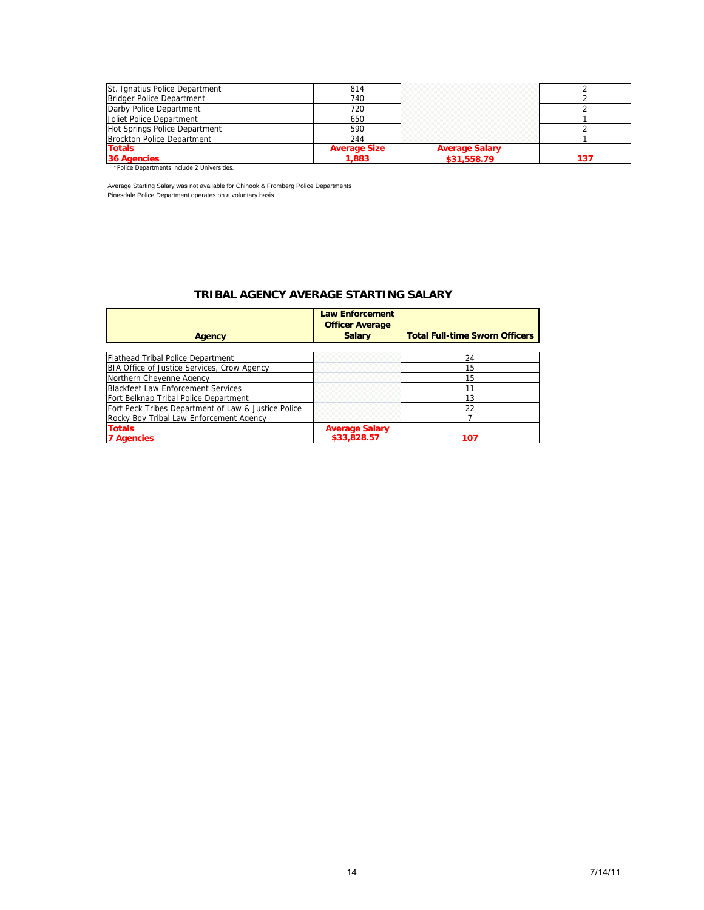| | | | |
|---|---|---|---|
| St. Ignatius Police Department | 814 | | 2 |
| Bridger Police Department | 740 | | 2 |
| Darby Police Department | 720 | | 2 |
| Joliet Police Department | 650 | | 1 |
| Hot Springs Police Department | 590 | | 2 |
| Brockton Police Department | 244 | | 1 |
| **Totals** **36 Agencies** | **Average Size** **1,883** | **Average Salary** **$31,558.79** | **137** |

*Police Departments include 2 Universities.

Average Starting Salary was not available for Chinook & Fromberg Police Departments
Pinesdale Police Department operates on a voluntary basis

## TRIBAL AGENCY AVERAGE STARTING SALARY

| Agency | Law Enforcement Officer Average Salary | Total Full-time Sworn Officers |
|---|---|---|
| Flathead Tribal Police Department | | 24 |
| BIA Office of Justice Services, Crow Agency | | 15 |
| Northern Cheyenne Agency | | 15 |
| Blackfeet Law Enforcement Services | | 11 |
| Fort Belknap Tribal Police Department | | 13 |
| Fort Peck Tribes Department of Law & Justice Police | | 22 |
| Rocky Boy Tribal Law Enforcement Agency | | 7 |
| **Totals** **7 Agencies** | **Average Salary** **$33,828.57** | **107** |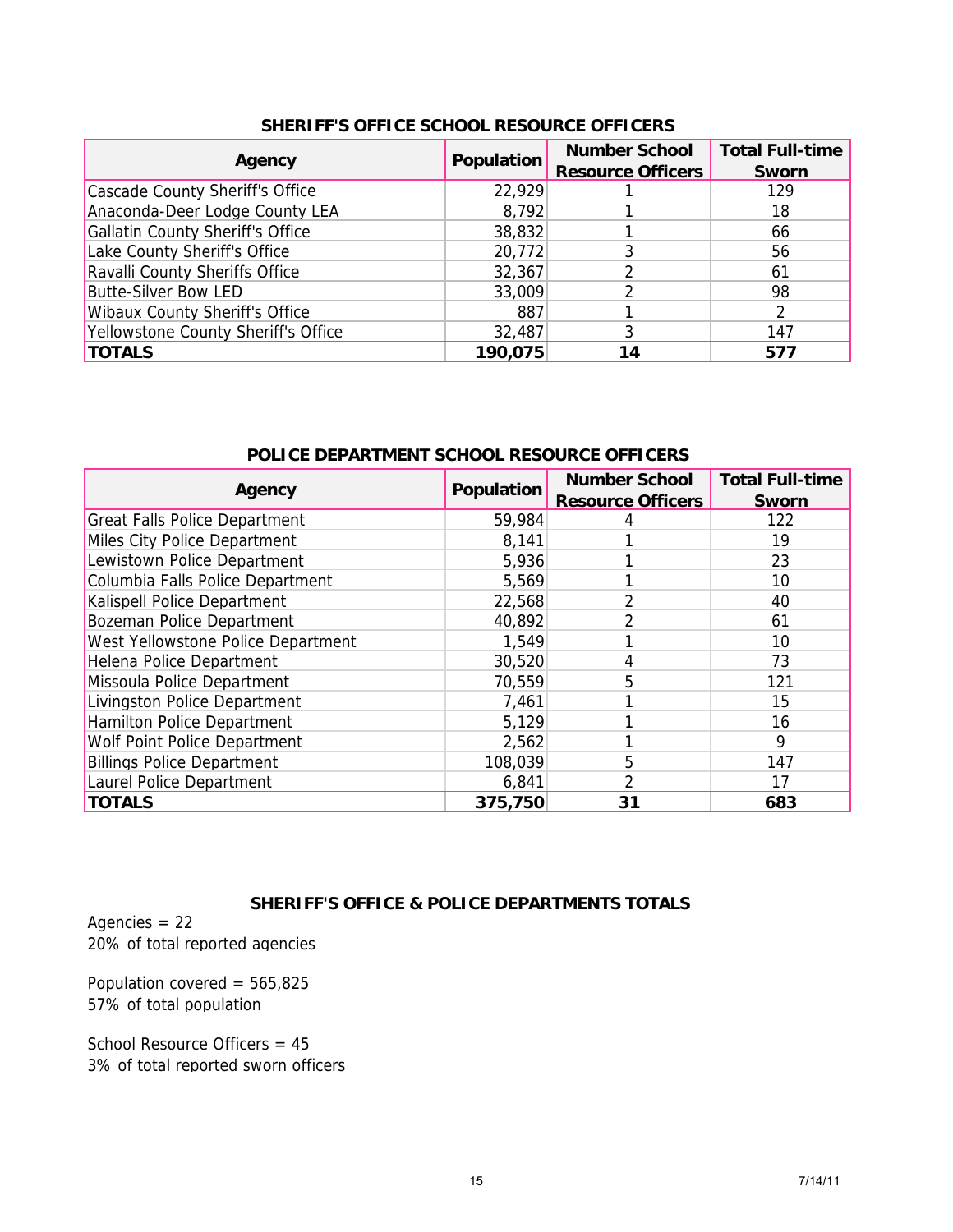## SHERIFF'S OFFICE SCHOOL RESOURCE OFFICERS

| Agency | Population | Number School Resource Officers | Total Full-time Sworn |
|---|---|---|---|
| Cascade County Sheriff's Office | 22,929 | 1 | 129 |
| Anaconda-Deer Lodge County LEA | 8,792 | 1 | 18 |
| Gallatin County Sheriff's Office | 38,832 | 1 | 66 |
| Lake County Sheriff's Office | 20,772 | 3 | 56 |
| Ravalli County Sheriffs Office | 32,367 | 2 | 61 |
| Butte-Silver Bow LED | 33,009 | 2 | 98 |
| Wibaux County Sheriff's Office | 887 | 1 | 2 |
| Yellowstone County Sheriff's Office | 32,487 | 3 | 147 |
| **TOTALS** | **190,075** | **14** | **577** |

## POLICE DEPARTMENT SCHOOL RESOURCE OFFICERS

| Agency | Population | Number School Resource Officers | Total Full-time Sworn |
|---|---|---|---|
| Great Falls Police Department | 59,984 | 4 | 122 |
| Miles City Police Department | 8,141 | 1 | 19 |
| Lewistown Police Department | 5,936 | 1 | 23 |
| Columbia Falls Police Department | 5,569 | 1 | 10 |
| Kalispell Police Department | 22,568 | 2 | 40 |
| Bozeman Police Department | 40,892 | 2 | 61 |
| West Yellowstone Police Department | 1,549 | 1 | 10 |
| Helena Police Department | 30,520 | 4 | 73 |
| Missoula Police Department | 70,559 | 5 | 121 |
| Livingston Police Department | 7,461 | 1 | 15 |
| Hamilton Police Department | 5,129 | 1 | 16 |
| Wolf Point Police Department | 2,562 | 1 | 9 |
| Billings Police Department | 108,039 | 5 | 147 |
| Laurel Police Department | 6,841 | 2 | 17 |
| **TOTALS** | **375,750** | **31** | **683** |

## SHERIFF'S OFFICE & POLICE DEPARTMENTS TOTALS

Agencies = 22
20% of total reported agencies

Population covered = 565,825
57% of total population

School Resource Officers = 45
3% of total reported sworn officers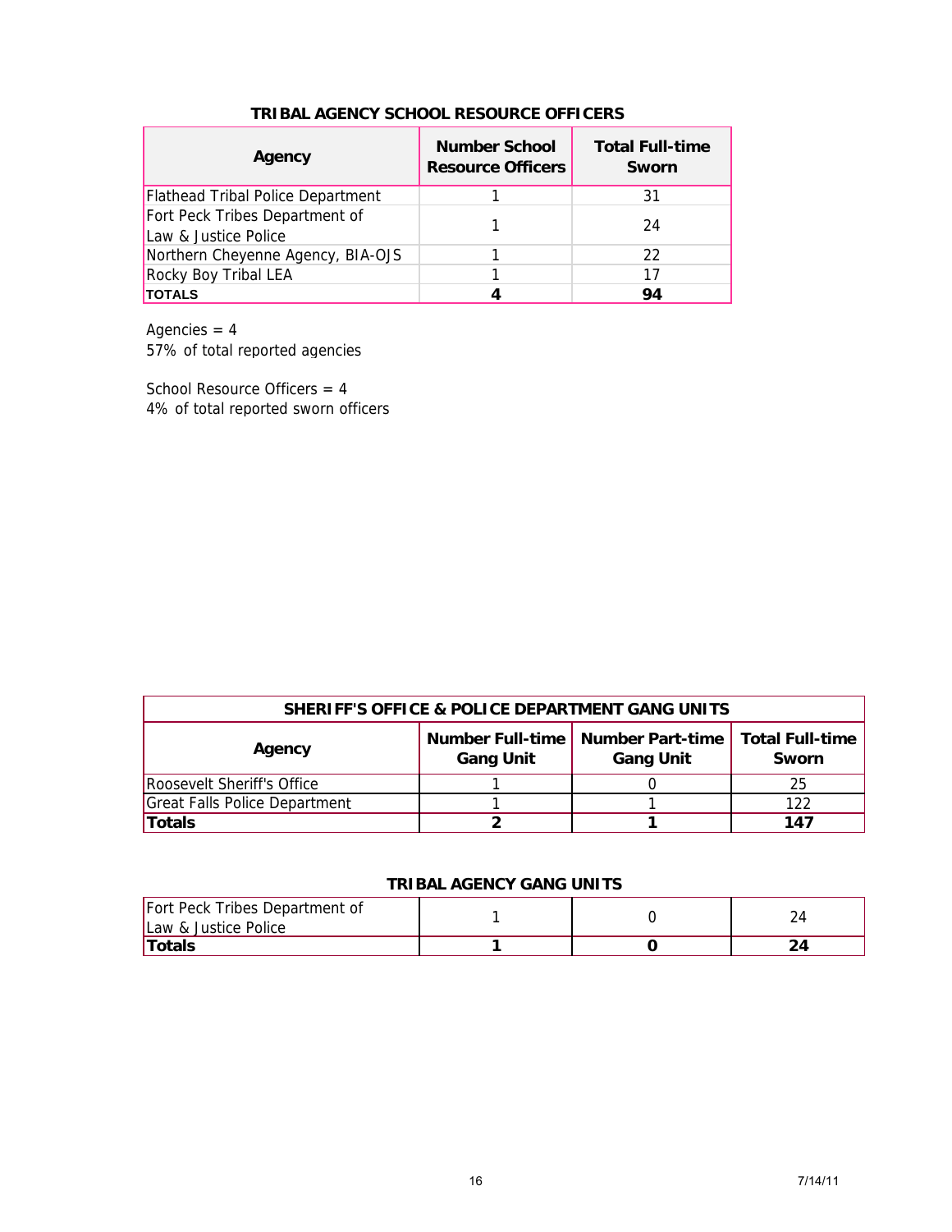### TRIBAL AGENCY SCHOOL RESOURCE OFFICERS

| Agency | Number School Resource Officers | Total Full-time Sworn |
|---|---|---|
| Flathead Tribal Police Department | 1 | 31 |
| Fort Peck Tribes Department of Law & Justice Police | 1 | 24 |
| Northern Cheyenne Agency, BIA-OJS | 1 | 22 |
| Rocky Boy Tribal LEA | 1 | 17 |
| **TOTALS** | **4** | **94** |

Agencies = 4
57% of total reported agencies

School Resource Officers = 4
4% of total reported sworn officers

### SHERIFF'S OFFICE & POLICE DEPARTMENT GANG UNITS

| Agency | Number Full-time Gang Unit | Number Part-time Gang Unit | Total Full-time Sworn |
|---|---|---|---|
| Roosevelt Sheriff's Office | 1 | 0 | 25 |
| Great Falls Police Department | 1 | 1 | 122 |
| **Totals** | **2** | **1** | **147** |

### TRIBAL AGENCY GANG UNITS

| Agency | Number Full-time Gang Unit | Number Part-time Gang Unit | Total Full-time Sworn |
|---|---|---|---|
| Fort Peck Tribes Department of Law & Justice Police | 1 | 0 | 24 |
| **Totals** | **1** | **0** | **24** |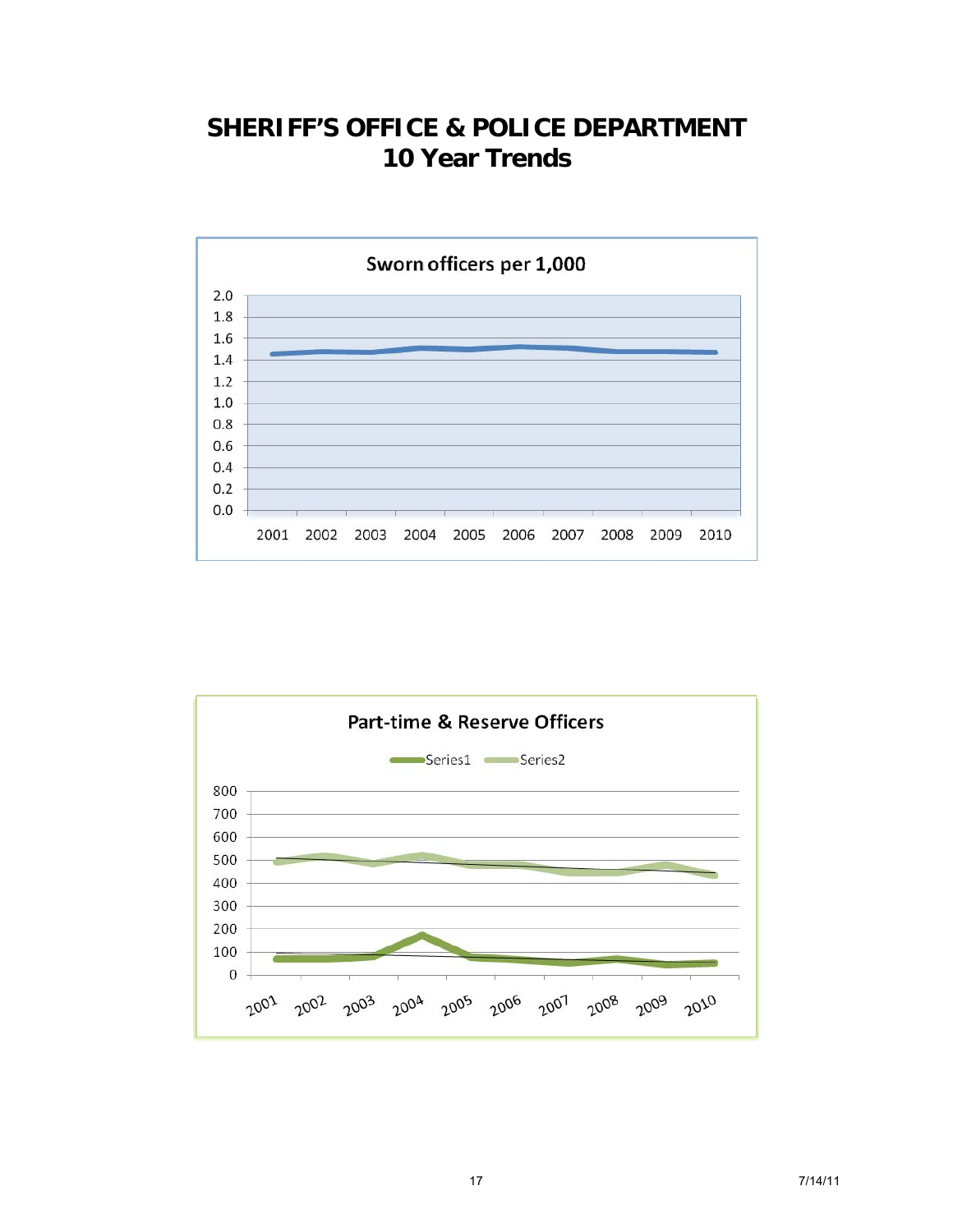# SHERIFF'S OFFICE & POLICE DEPARTMENT
# 10 Year Trends

Sworn officers per 1,000

Part-time & Reserve Officers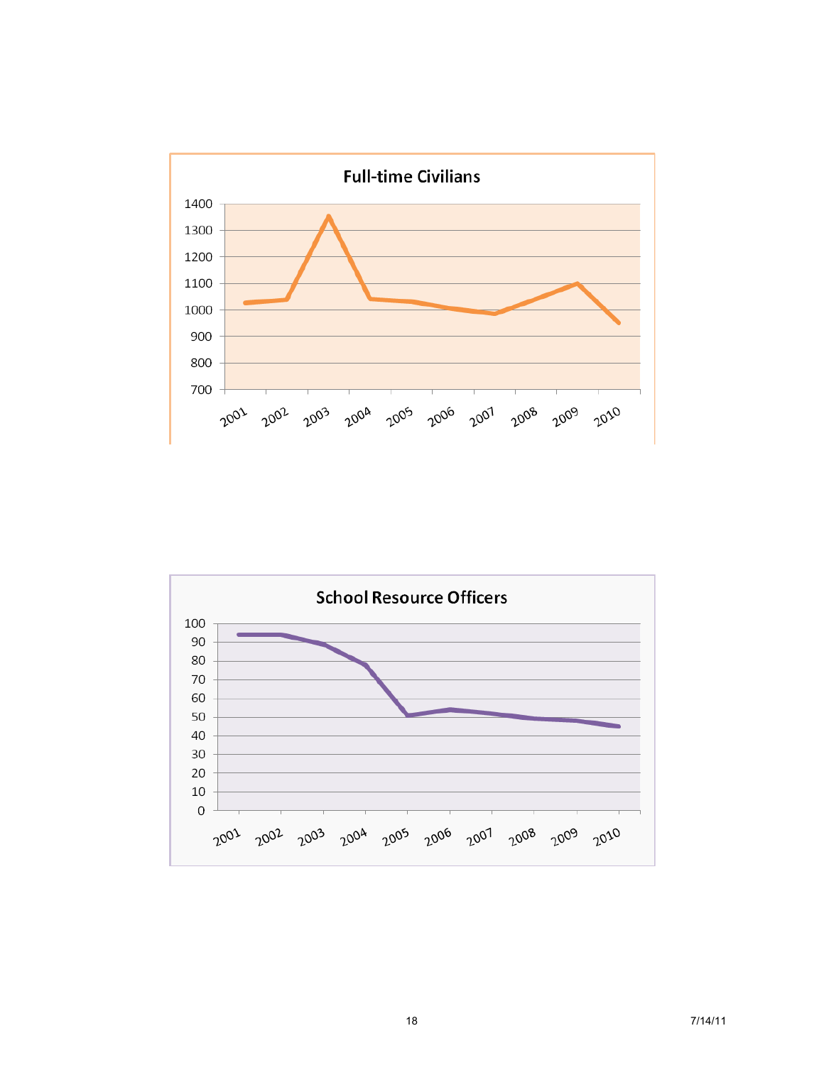## Full-time Civilians

## School Resource Officers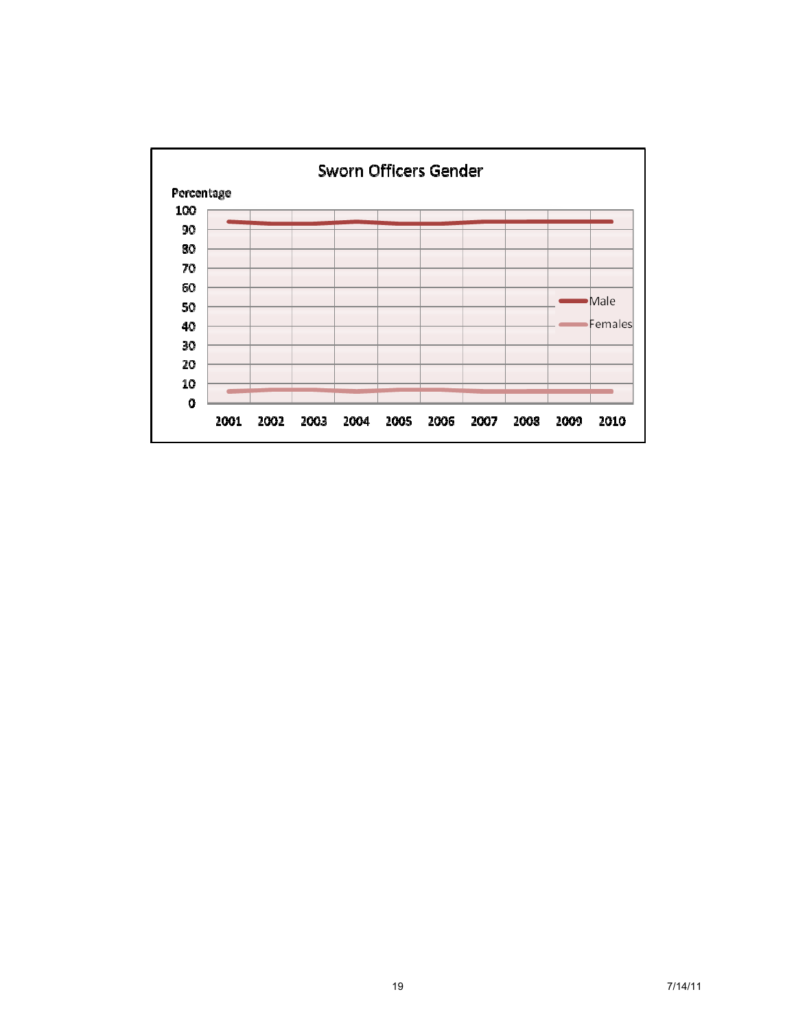## Sworn Officers Gender

Percentage

100
90
80
70
60
50
40
30
20
10
0

2001 2002 2003 2004 2005 2006 2007 2008 2009 2010

Male
Females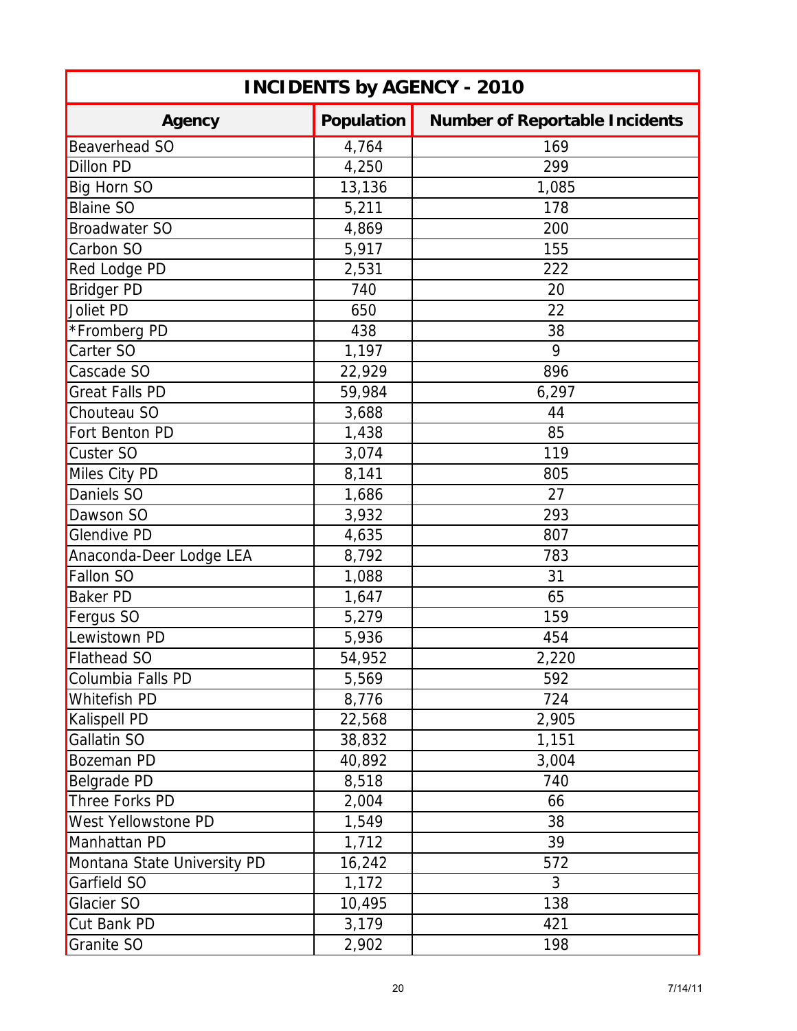| INCIDENTS by AGENCY - 2010 | | |
|---|---|---|
| **Agency** | **Population** | **Number of Reportable Incidents** |
| Beaverhead SO | 4,764 | 169 |
| Dillon PD | 4,250 | 299 |
| Big Horn SO | 13,136 | 1,085 |
| Blaine SO | 5,211 | 178 |
| Broadwater SO | 4,869 | 200 |
| Carbon SO | 5,917 | 155 |
| Red Lodge PD | 2,531 | 222 |
| Bridger PD | 740 | 20 |
| Joliet PD | 650 | 22 |
| *Fromberg PD | 438 | 38 |
| Carter SO | 1,197 | 9 |
| Cascade SO | 22,929 | 896 |
| Great Falls PD | 59,984 | 6,297 |
| Chouteau SO | 3,688 | 44 |
| Fort Benton PD | 1,438 | 85 |
| Custer SO | 3,074 | 119 |
| Miles City PD | 8,141 | 805 |
| Daniels SO | 1,686 | 27 |
| Dawson SO | 3,932 | 293 |
| Glendive PD | 4,635 | 807 |
| Anaconda-Deer Lodge LEA | 8,792 | 783 |
| Fallon SO | 1,088 | 31 |
| Baker PD | 1,647 | 65 |
| Fergus SO | 5,279 | 159 |
| Lewistown PD | 5,936 | 454 |
| Flathead SO | 54,952 | 2,220 |
| Columbia Falls PD | 5,569 | 592 |
| Whitefish PD | 8,776 | 724 |
| Kalispell PD | 22,568 | 2,905 |
| Gallatin SO | 38,832 | 1,151 |
| Bozeman PD | 40,892 | 3,004 |
| Belgrade PD | 8,518 | 740 |
| Three Forks PD | 2,004 | 66 |
| West Yellowstone PD | 1,549 | 38 |
| Manhattan PD | 1,712 | 39 |
| Montana State University PD | 16,242 | 572 |
| Garfield SO | 1,172 | 3 |
| Glacier SO | 10,495 | 138 |
| Cut Bank PD | 3,179 | 421 |
| Granite SO | 2,902 | 198 |

7/14/11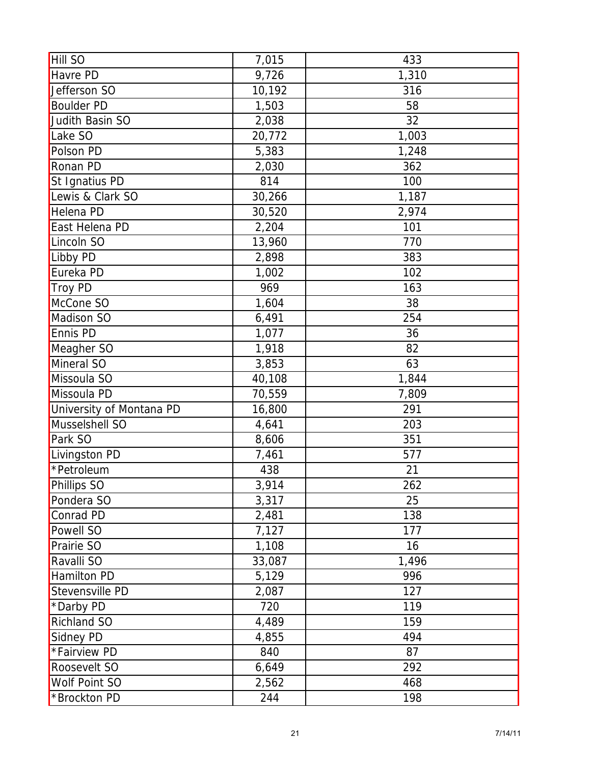| | | |
|---|---|---|
| Hill SO | 7,015 | 433 |
| Havre PD | 9,726 | 1,310 |
| Jefferson SO | 10,192 | 316 |
| Boulder PD | 1,503 | 58 |
| Judith Basin SO | 2,038 | 32 |
| Lake SO | 20,772 | 1,003 |
| Polson PD | 5,383 | 1,248 |
| Ronan PD | 2,030 | 362 |
| St Ignatius PD | 814 | 100 |
| Lewis & Clark SO | 30,266 | 1,187 |
| Helena PD | 30,520 | 2,974 |
| East Helena PD | 2,204 | 101 |
| Lincoln SO | 13,960 | 770 |
| Libby PD | 2,898 | 383 |
| Eureka PD | 1,002 | 102 |
| Troy PD | 969 | 163 |
| McCone SO | 1,604 | 38 |
| Madison SO | 6,491 | 254 |
| Ennis PD | 1,077 | 36 |
| Meagher SO | 1,918 | 82 |
| Mineral SO | 3,853 | 63 |
| Missoula SO | 40,108 | 1,844 |
| Missoula PD | 70,559 | 7,809 |
| University of Montana PD | 16,800 | 291 |
| Musselshell SO | 4,641 | 203 |
| Park SO | 8,606 | 351 |
| Livingston PD | 7,461 | 577 |
| *Petroleum | 438 | 21 |
| Phillips SO | 3,914 | 262 |
| Pondera SO | 3,317 | 25 |
| Conrad PD | 2,481 | 138 |
| Powell SO | 7,127 | 177 |
| Prairie SO | 1,108 | 16 |
| Ravalli SO | 33,087 | 1,496 |
| Hamilton PD | 5,129 | 996 |
| Stevensville PD | 2,087 | 127 |
| *Darby PD | 720 | 119 |
| Richland SO | 4,489 | 159 |
| Sidney PD | 4,855 | 494 |
| *Fairview PD | 840 | 87 |
| Roosevelt SO | 6,649 | 292 |
| Wolf Point SO | 2,562 | 468 |
| *Brockton PD | 244 | 198 |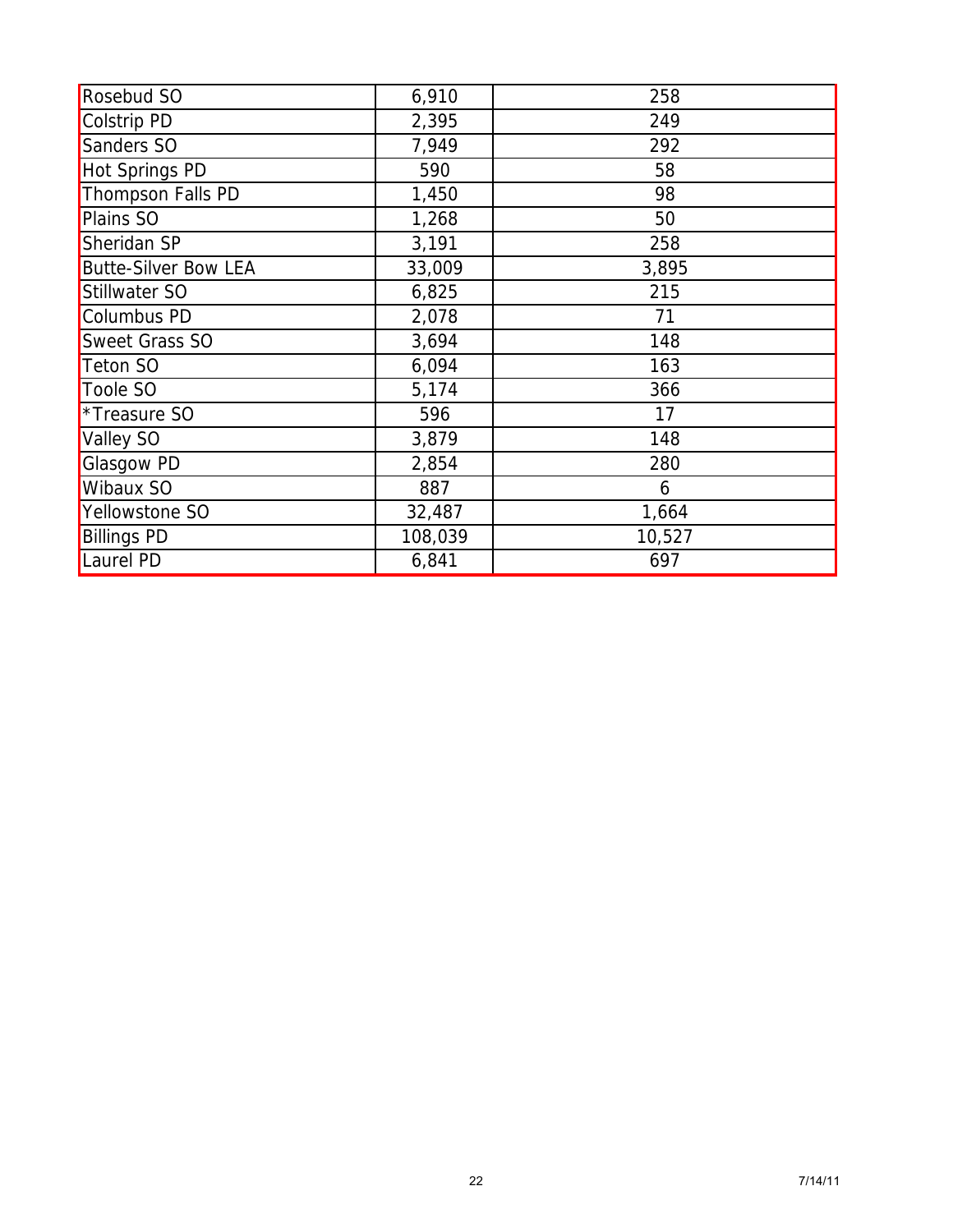| | | |
|---|---|---|
| Rosebud SO | 6,910 | 258 |
| Colstrip PD | 2,395 | 249 |
| Sanders SO | 7,949 | 292 |
| Hot Springs PD | 590 | 58 |
| Thompson Falls PD | 1,450 | 98 |
| Plains SO | 1,268 | 50 |
| Sheridan SP | 3,191 | 258 |
| Butte-Silver Bow LEA | 33,009 | 3,895 |
| Stillwater SO | 6,825 | 215 |
| Columbus PD | 2,078 | 71 |
| Sweet Grass SO | 3,694 | 148 |
| Teton SO | 6,094 | 163 |
| Toole SO | 5,174 | 366 |
| *Treasure SO | 596 | 17 |
| Valley SO | 3,879 | 148 |
| Glasgow PD | 2,854 | 280 |
| Wibaux SO | 887 | 6 |
| Yellowstone SO | 32,487 | 1,664 |
| Billings PD | 108,039 | 10,527 |
| Laurel PD | 6,841 | 697 |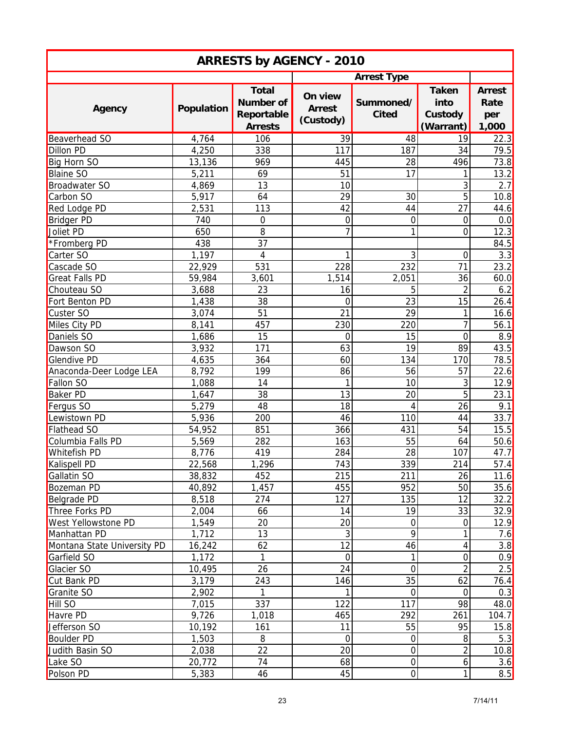## ARRESTS by AGENCY - 2010

| Agency | Population | Total Number of Reportable Arrests | Arrest Type | | | Arrest Rate per 1,000 |
|---|---|---|---|---|---|---|
| | | | On view Arrest (Custody) | Summoned/ Cited | Taken into Custody (Warrant) | |
| Beaverhead SO | 4,764 | 106 | 39 | 48 | 19 | 22.3 |
| Dillon PD | 4,250 | 338 | 117 | 187 | 34 | 79.5 |
| Big Horn SO | 13,136 | 969 | 445 | 28 | 496 | 73.8 |
| Blaine SO | 5,211 | 69 | 51 | 17 | 1 | 13.2 |
| Broadwater SO | 4,869 | 13 | 10 | | 3 | 2.7 |
| Carbon SO | 5,917 | 64 | 29 | 30 | 5 | 10.8 |
| Red Lodge PD | 2,531 | 113 | 42 | 44 | 27 | 44.6 |
| Bridger PD | 740 | 0 | 0 | 0 | 0 | 0.0 |
| Joliet PD | 650 | 8 | 7 | 1 | 0 | 12.3 |
| *Fromberg PD | 438 | 37 | | | | 84.5 |
| Carter SO | 1,197 | 4 | 1 | 3 | 0 | 3.3 |
| Cascade SO | 22,929 | 531 | 228 | 232 | 71 | 23.2 |
| Great Falls PD | 59,984 | 3,601 | 1,514 | 2,051 | 36 | 60.0 |
| Chouteau SO | 3,688 | 23 | 16 | 5 | 2 | 6.2 |
| Fort Benton PD | 1,438 | 38 | 0 | 23 | 15 | 26.4 |
| Custer SO | 3,074 | 51 | 21 | 29 | 1 | 16.6 |
| Miles City PD | 8,141 | 457 | 230 | 220 | 7 | 56.1 |
| Daniels SO | 1,686 | 15 | 0 | 15 | 0 | 8.9 |
| Dawson SO | 3,932 | 171 | 63 | 19 | 89 | 43.5 |
| Glendive PD | 4,635 | 364 | 60 | 134 | 170 | 78.5 |
| Anaconda-Deer Lodge LEA | 8,792 | 199 | 86 | 56 | 57 | 22.6 |
| Fallon SO | 1,088 | 14 | 1 | 10 | 3 | 12.9 |
| Baker PD | 1,647 | 38 | 13 | 20 | 5 | 23.1 |
| Fergus SO | 5,279 | 48 | 18 | 4 | 26 | 9.1 |
| Lewistown PD | 5,936 | 200 | 46 | 110 | 44 | 33.7 |
| Flathead SO | 54,952 | 851 | 366 | 431 | 54 | 15.5 |
| Columbia Falls PD | 5,569 | 282 | 163 | 55 | 64 | 50.6 |
| Whitefish PD | 8,776 | 419 | 284 | 28 | 107 | 47.7 |
| Kalispell PD | 22,568 | 1,296 | 743 | 339 | 214 | 57.4 |
| Gallatin SO | 38,832 | 452 | 215 | 211 | 26 | 11.6 |
| Bozeman PD | 40,892 | 1,457 | 455 | 952 | 50 | 35.6 |
| Belgrade PD | 8,518 | 274 | 127 | 135 | 12 | 32.2 |
| Three Forks PD | 2,004 | 66 | 14 | 19 | 33 | 32.9 |
| West Yellowstone PD | 1,549 | 20 | 20 | 0 | 0 | 12.9 |
| Manhattan PD | 1,712 | 13 | 3 | 9 | 1 | 7.6 |
| Montana State University PD | 16,242 | 62 | 12 | 46 | 4 | 3.8 |
| Garfield SO | 1,172 | 1 | 0 | 1 | 0 | 0.9 |
| Glacier SO | 10,495 | 26 | 24 | 0 | 2 | 2.5 |
| Cut Bank PD | 3,179 | 243 | 146 | 35 | 62 | 76.4 |
| Granite SO | 2,902 | 1 | 1 | 0 | 0 | 0.3 |
| Hill SO | 7,015 | 337 | 122 | 117 | 98 | 48.0 |
| Havre PD | 9,726 | 1,018 | 465 | 292 | 261 | 104.7 |
| Jefferson SO | 10,192 | 161 | 11 | 55 | 95 | 15.8 |
| Boulder PD | 1,503 | 8 | 0 | 0 | 8 | 5.3 |
| Judith Basin SO | 2,038 | 22 | 20 | 0 | 2 | 10.8 |
| Lake SO | 20,772 | 74 | 68 | 0 | 6 | 3.6 |
| Polson PD | 5,383 | 46 | 45 | 0 | 1 | 8.5 |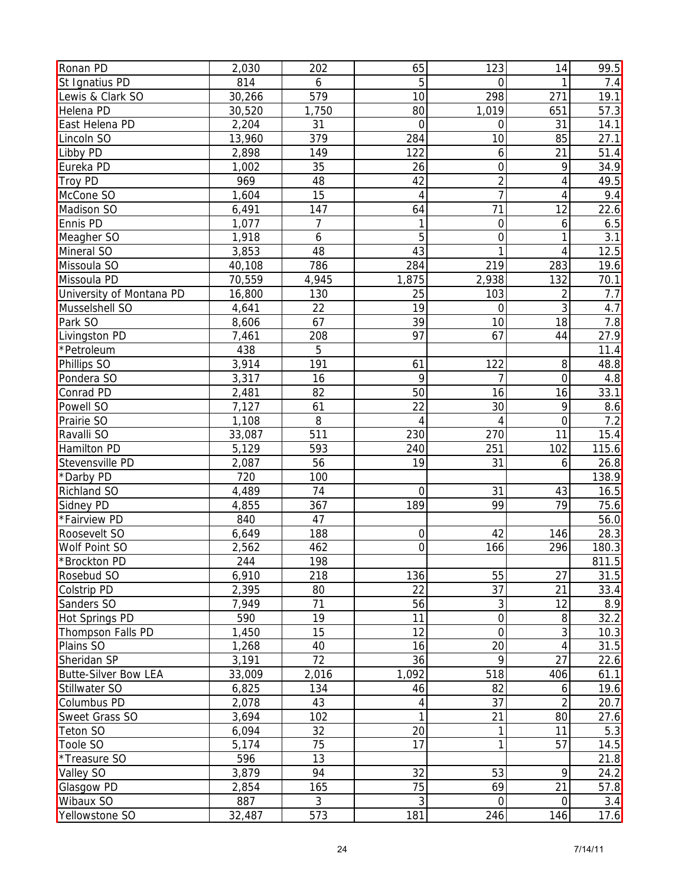| | | | | | | |
|---|---|---|---|---|---|---|
| Ronan PD | 2,030 | 202 | 65 | 123 | 14 | 99.5 |
| St Ignatius PD | 814 | 6 | 5 | 0 | 1 | 7.4 |
| Lewis & Clark SO | 30,266 | 579 | 10 | 298 | 271 | 19.1 |
| Helena PD | 30,520 | 1,750 | 80 | 1,019 | 651 | 57.3 |
| East Helena PD | 2,204 | 31 | 0 | 0 | 31 | 14.1 |
| Lincoln SO | 13,960 | 379 | 284 | 10 | 85 | 27.1 |
| Libby PD | 2,898 | 149 | 122 | 6 | 21 | 51.4 |
| Eureka PD | 1,002 | 35 | 26 | 0 | 9 | 34.9 |
| Troy PD | 969 | 48 | 42 | 2 | 4 | 49.5 |
| McCone SO | 1,604 | 15 | 4 | 7 | 4 | 9.4 |
| Madison SO | 6,491 | 147 | 64 | 71 | 12 | 22.6 |
| Ennis PD | 1,077 | 7 | 1 | 0 | 6 | 6.5 |
| Meagher SO | 1,918 | 6 | 5 | 0 | 1 | 3.1 |
| Mineral SO | 3,853 | 48 | 43 | 1 | 4 | 12.5 |
| Missoula SO | 40,108 | 786 | 284 | 219 | 283 | 19.6 |
| Missoula PD | 70,559 | 4,945 | 1,875 | 2,938 | 132 | 70.1 |
| University of Montana PD | 16,800 | 130 | 25 | 103 | 2 | 7.7 |
| Musselshell SO | 4,641 | 22 | 19 | 0 | 3 | 4.7 |
| Park SO | 8,606 | 67 | 39 | 10 | 18 | 7.8 |
| Livingston PD | 7,461 | 208 | 97 | 67 | 44 | 27.9 |
| *Petroleum | 438 | 5 | | | | 11.4 |
| Phillips SO | 3,914 | 191 | 61 | 122 | 8 | 48.8 |
| Pondera SO | 3,317 | 16 | 9 | 7 | 0 | 4.8 |
| Conrad PD | 2,481 | 82 | 50 | 16 | 16 | 33.1 |
| Powell SO | 7,127 | 61 | 22 | 30 | 9 | 8.6 |
| Prairie SO | 1,108 | 8 | 4 | 4 | 0 | 7.2 |
| Ravalli SO | 33,087 | 511 | 230 | 270 | 11 | 15.4 |
| Hamilton PD | 5,129 | 593 | 240 | 251 | 102 | 115.6 |
| Stevensville PD | 2,087 | 56 | 19 | 31 | 6 | 26.8 |
| *Darby PD | 720 | 100 | | | | 138.9 |
| Richland SO | 4,489 | 74 | 0 | 31 | 43 | 16.5 |
| Sidney PD | 4,855 | 367 | 189 | 99 | 79 | 75.6 |
| *Fairview PD | 840 | 47 | | | | 56.0 |
| Roosevelt SO | 6,649 | 188 | 0 | 42 | 146 | 28.3 |
| Wolf Point SO | 2,562 | 462 | 0 | 166 | 296 | 180.3 |
| *Brockton PD | 244 | 198 | | | | 811.5 |
| Rosebud SO | 6,910 | 218 | 136 | 55 | 27 | 31.5 |
| Colstrip PD | 2,395 | 80 | 22 | 37 | 21 | 33.4 |
| Sanders SO | 7,949 | 71 | 56 | 3 | 12 | 8.9 |
| Hot Springs PD | 590 | 19 | 11 | 0 | 8 | 32.2 |
| Thompson Falls PD | 1,450 | 15 | 12 | 0 | 3 | 10.3 |
| Plains SO | 1,268 | 40 | 16 | 20 | 4 | 31.5 |
| Sheridan SP | 3,191 | 72 | 36 | 9 | 27 | 22.6 |
| Butte-Silver Bow LEA | 33,009 | 2,016 | 1,092 | 518 | 406 | 61.1 |
| Stillwater SO | 6,825 | 134 | 46 | 82 | 6 | 19.6 |
| Columbus PD | 2,078 | 43 | 4 | 37 | 2 | 20.7 |
| Sweet Grass SO | 3,694 | 102 | 1 | 21 | 80 | 27.6 |
| Teton SO | 6,094 | 32 | 20 | 1 | 11 | 5.3 |
| Toole SO | 5,174 | 75 | 17 | 1 | 57 | 14.5 |
| *Treasure SO | 596 | 13 | | | | 21.8 |
| Valley SO | 3,879 | 94 | 32 | 53 | 9 | 24.2 |
| Glasgow PD | 2,854 | 165 | 75 | 69 | 21 | 57.8 |
| Wibaux SO | 887 | 3 | 3 | 0 | 0 | 3.4 |
| Yellowstone SO | 32,487 | 573 | 181 | 246 | 146 | 17.6 |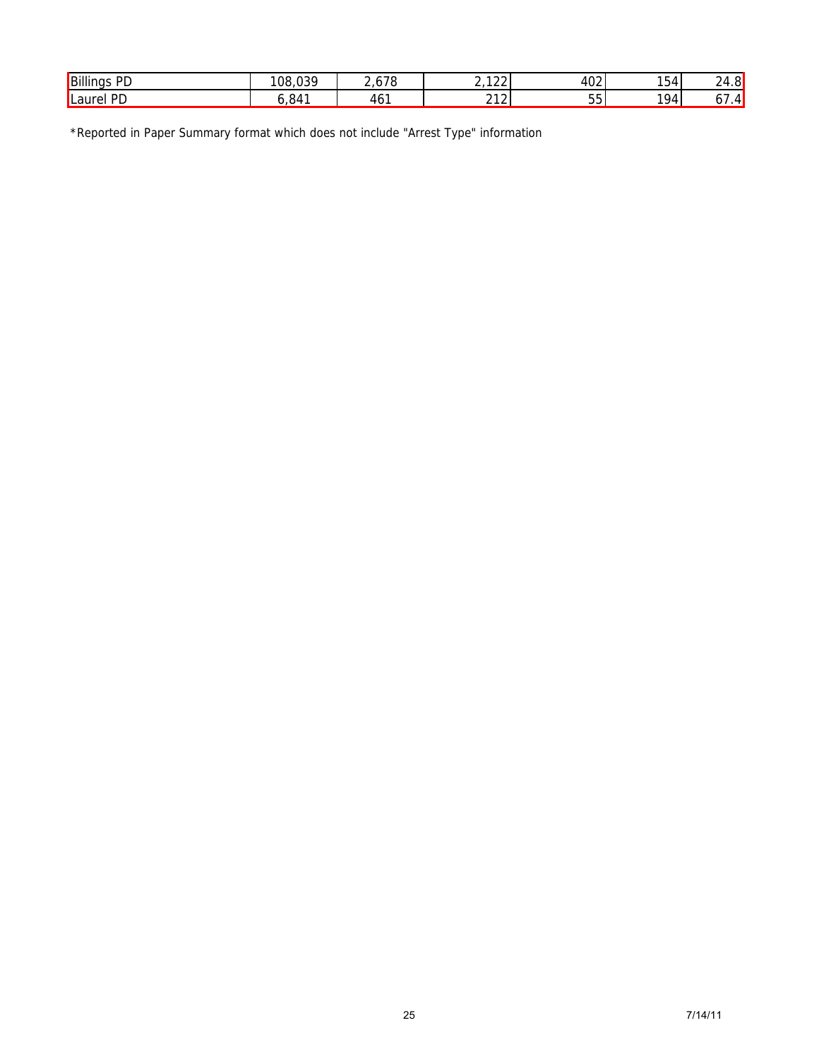| | | | | | | |
|---|---|---|---|---|---|---|
| Billings PD | 108,039 | 2,678 | 2,122 | 402 | 154 | 24.8 |
| Laurel PD | 6,841 | 461 | 212 | 55 | 194 | 67.4 |

*Reported in Paper Summary format which does not include "Arrest Type" information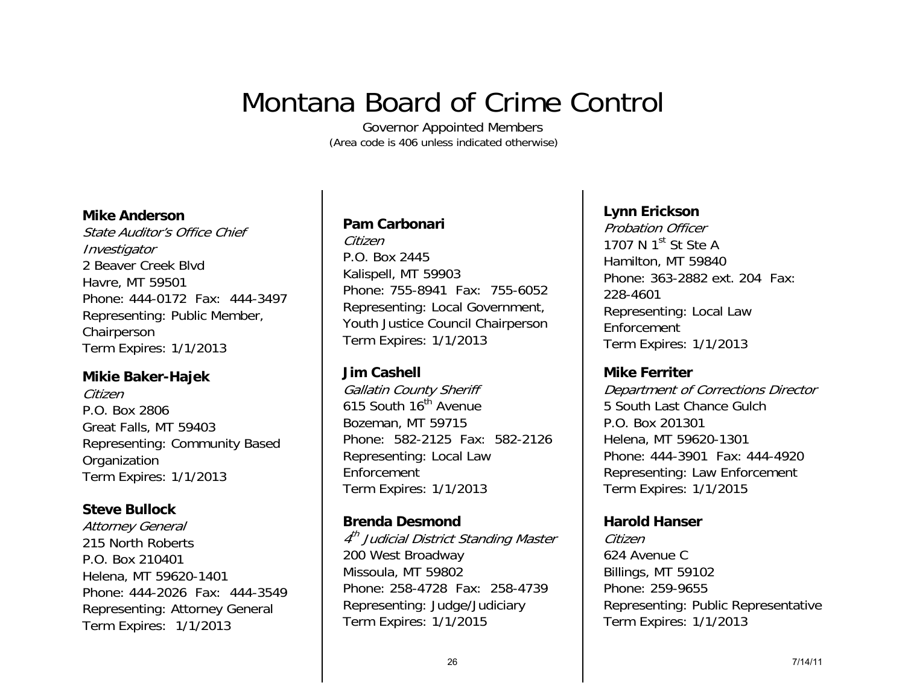# Montana Board of Crime Control

Governor Appointed Members
(Area code is 406 unless indicated otherwise)

**Mike Anderson**
*State Auditor's Office Chief Investigator*
2 Beaver Creek Blvd
Havre, MT 59501
Phone: 444-0172 Fax: 444-3497
Representing: Public Member, Chairperson
Term Expires: 1/1/2013

**Mikie Baker-Hajek**
*Citizen*
P.O. Box 2806
Great Falls, MT 59403
Representing: Community Based Organization
Term Expires: 1/1/2013

**Steve Bullock**
*Attorney General*
215 North Roberts
P.O. Box 210401
Helena, MT 59620-1401
Phone: 444-2026 Fax: 444-3549
Representing: Attorney General
Term Expires: 1/1/2013

**Pam Carbonari**
*Citizen*
P.O. Box 2445
Kalispell, MT 59903
Phone: 755-8941 Fax: 755-6052
Representing: Local Government, Youth Justice Council Chairperson
Term Expires: 1/1/2013

**Jim Cashell**
*Gallatin County Sheriff*
615 South 16th Avenue
Bozeman, MT 59715
Phone: 582-2125 Fax: 582-2126
Representing: Local Law Enforcement
Term Expires: 1/1/2013

**Brenda Desmond**
*4th Judicial District Standing Master*
200 West Broadway
Missoula, MT 59802
Phone: 258-4728 Fax: 258-4739
Representing: Judge/Judiciary
Term Expires: 1/1/2015

**Lynn Erickson**
*Probation Officer*
1707 N 1st St Ste A
Hamilton, MT 59840
Phone: 363-2882 ext. 204 Fax: 228-4601
Representing: Local Law Enforcement
Term Expires: 1/1/2013

**Mike Ferriter**
*Department of Corrections Director*
5 South Last Chance Gulch
P.O. Box 201301
Helena, MT 59620-1301
Phone: 444-3901 Fax: 444-4920
Representing: Law Enforcement
Term Expires: 1/1/2015

**Harold Hanser**
*Citizen*
624 Avenue C
Billings, MT 59102
Phone: 259-9655
Representing: Public Representative
Term Expires: 1/1/2013

7/14/11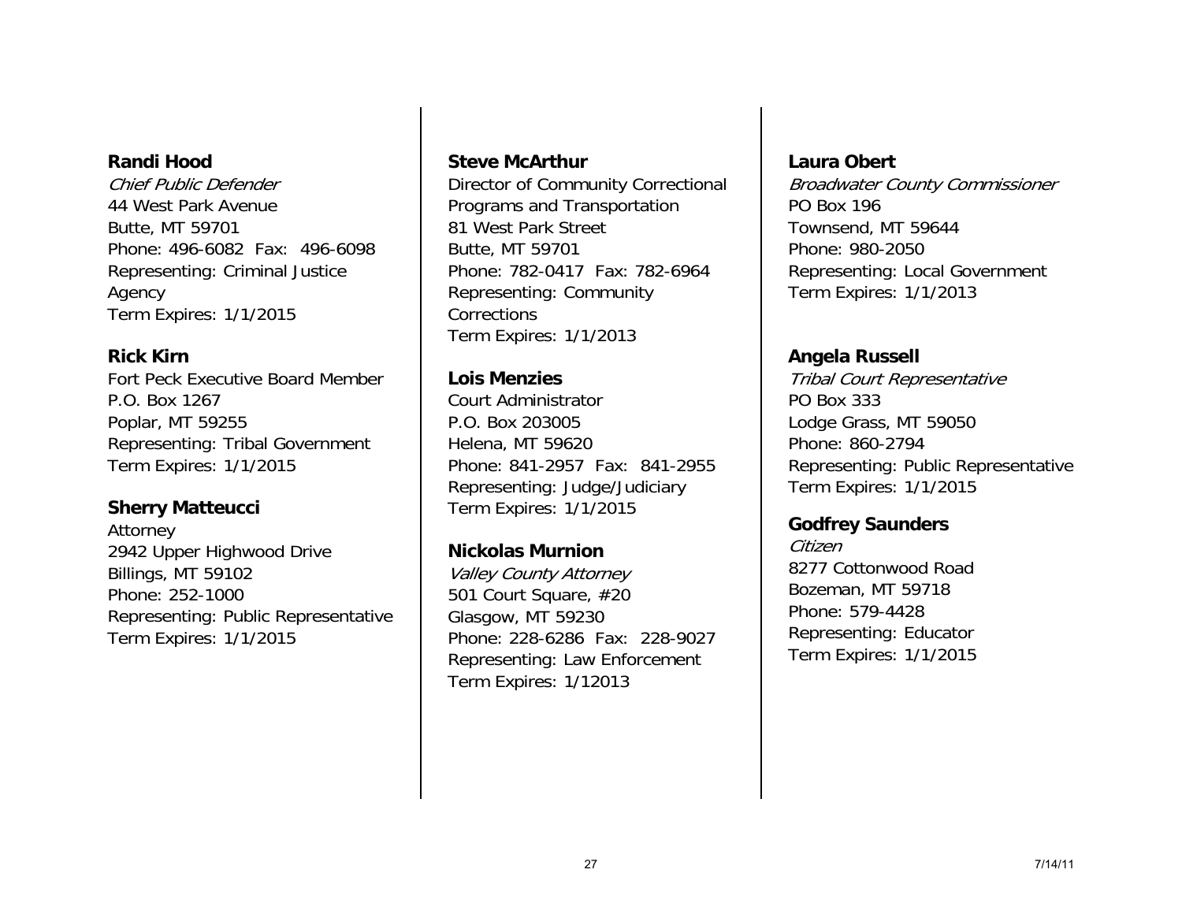**Randi Hood**
*Chief Public Defender*
44 West Park Avenue
Butte, MT 59701
Phone: 496-6082 Fax: 496-6098
Representing: Criminal Justice Agency
Term Expires: 1/1/2015

**Rick Kirn**
Fort Peck Executive Board Member
P.O. Box 1267
Poplar, MT 59255
Representing: Tribal Government
Term Expires: 1/1/2015

**Sherry Matteucci**
Attorney
2942 Upper Highwood Drive
Billings, MT 59102
Phone: 252-1000
Representing: Public Representative
Term Expires: 1/1/2015

**Steve McArthur**
Director of Community Correctional Programs and Transportation
81 West Park Street
Butte, MT 59701
Phone: 782-0417 Fax: 782-6964
Representing: Community Corrections
Term Expires: 1/1/2013

**Lois Menzies**
Court Administrator
P.O. Box 203005
Helena, MT 59620
Phone: 841-2957 Fax: 841-2955
Representing: Judge/Judiciary
Term Expires: 1/1/2015

**Nickolas Murnion**
*Valley County Attorney*
501 Court Square, #20
Glasgow, MT 59230
Phone: 228-6286 Fax: 228-9027
Representing: Law Enforcement
Term Expires: 1/12013

**Laura Obert**
*Broadwater County Commissioner*
PO Box 196
Townsend, MT 59644
Phone: 980-2050
Representing: Local Government
Term Expires: 1/1/2013

**Angela Russell**
*Tribal Court Representative*
PO Box 333
Lodge Grass, MT 59050
Phone: 860-2794
Representing: Public Representative
Term Expires: 1/1/2015

**Godfrey Saunders**
*Citizen*
8277 Cottonwood Road
Bozeman, MT 59718
Phone: 579-4428
Representing: Educator
Term Expires: 1/1/2015